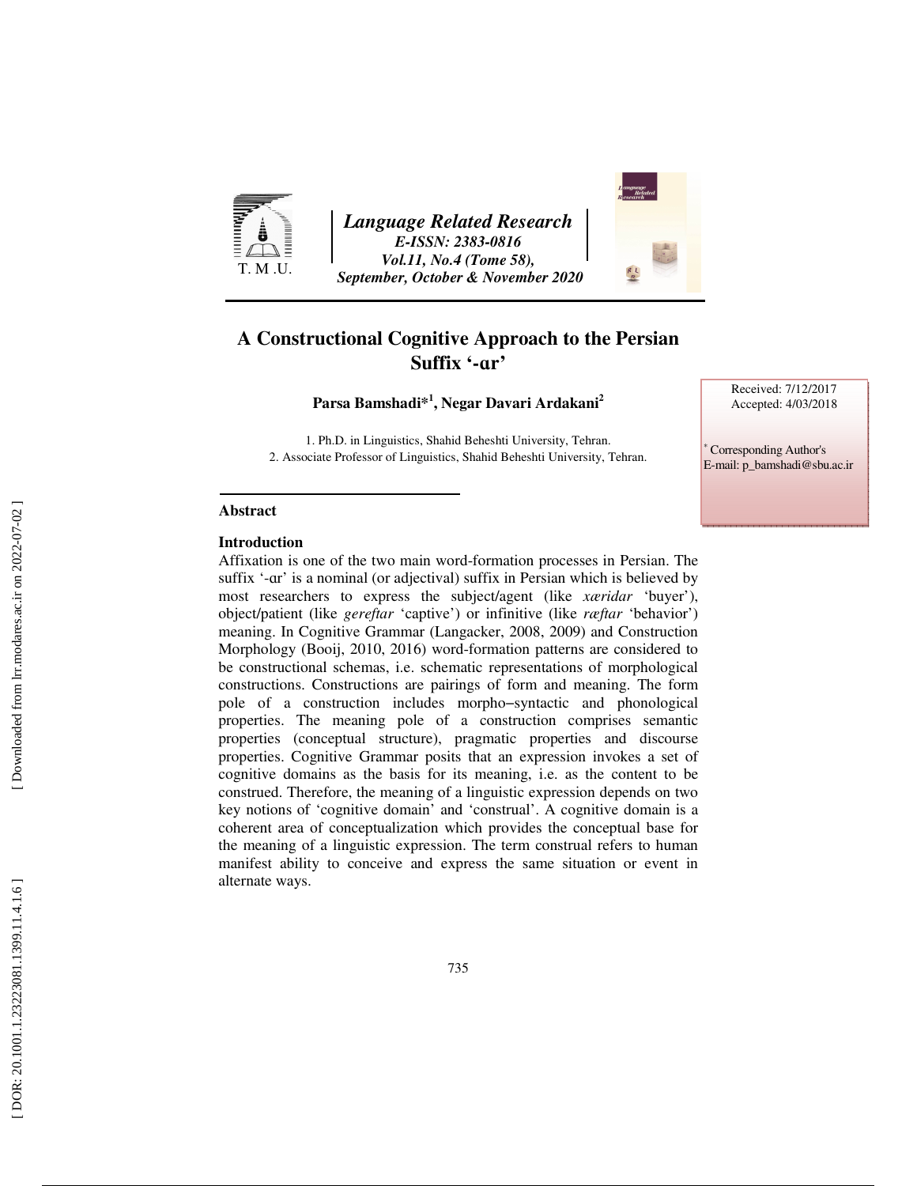# A Constructional Cognitive Approach to the Persian Suffix '-ɑr'

**Parsa Bamshadi*[1], Negar Davari Ardakani[2]**

1. Ph.D. in Linguistics, Shahid Beheshti University, Tehran.
2. Associate Professor of Linguistics, Shahid Beheshti University, Tehran.

Received: 7/12/2017
Accepted: 4/03/2018

* Corresponding Author's E-mail: p_bamshadi@sbu.ac.ir

## Abstract

### Introduction

Affixation is one of the two main word-formation processes in Persian. The suffix '-ɑr' is a nominal (or adjectival) suffix in Persian which is believed by most researchers to express the subject/agent (like *xæridar* 'buyer'), object/patient (like *gereftar* 'captive') or infinitive (like *ræftar* 'behavior') meaning. In Cognitive Grammar (Langacker, 2008, 2009) and Construction Morphology (Booij, 2010, 2016) word-formation patterns are considered to be constructional schemas, i.e. schematic representations of morphological constructions. Constructions are pairings of form and meaning. The form pole of a construction includes morpho–syntactic and phonological properties. The meaning pole of a construction comprises semantic properties (conceptual structure), pragmatic properties and discourse properties. Cognitive Grammar posits that an expression invokes a set of cognitive domains as the basis for its meaning, i.e. as the content to be construed. Therefore, the meaning of a linguistic expression depends on two key notions of 'cognitive domain' and 'construal'. A cognitive domain is a coherent area of conceptualization which provides the conceptual base for the meaning of a linguistic expression. The term construal refers to human manifest ability to conceive and express the same situation or event in alternate ways.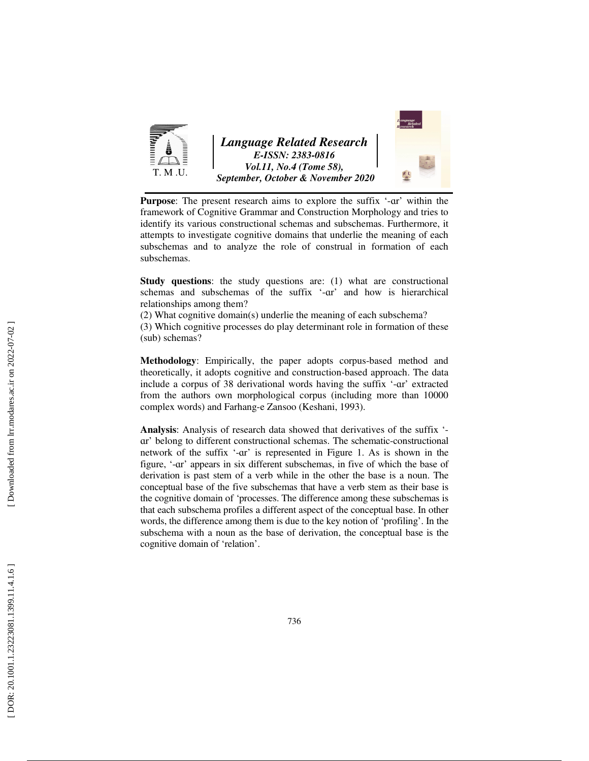**Purpose**: The present research aims to explore the suffix '-ɑr' within the framework of Cognitive Grammar and Construction Morphology and tries to identify its various constructional schemas and subschemas. Furthermore, it attempts to investigate cognitive domains that underlie the meaning of each subschemas and to analyze the role of construal in formation of each subschemas.

**Study questions**: the study questions are: (1) what are constructional schemas and subschemas of the suffix '-ɑr' and how is hierarchical relationships among them?

(2) What cognitive domain(s) underlie the meaning of each subschema?

(3) Which cognitive processes do play determinant role in formation of these (sub) schemas?

**Methodology**: Empirically, the paper adopts corpus-based method and theoretically, it adopts cognitive and construction-based approach. The data include a corpus of 38 derivational words having the suffix '-ɑr' extracted from the authors own morphological corpus (including more than 10000 complex words) and Farhang-e Zansoo (Keshani, 1993).

**Analysis**: Analysis of research data showed that derivatives of the suffix '-ɑr' belong to different constructional schemas. The schematic-constructional network of the suffix '-ɑr' is represented in Figure 1. As is shown in the figure, '-ɑr' appears in six different subschemas, in five of which the base of derivation is past stem of a verb while in the other the base is a noun. The conceptual base of the five subschemas that have a verb stem as their base is the cognitive domain of 'processes. The difference among these subschemas is that each subschema profiles a different aspect of the conceptual base. In other words, the difference among them is due to the key notion of 'profiling'. In the subschema with a noun as the base of derivation, the conceptual base is the cognitive domain of 'relation'.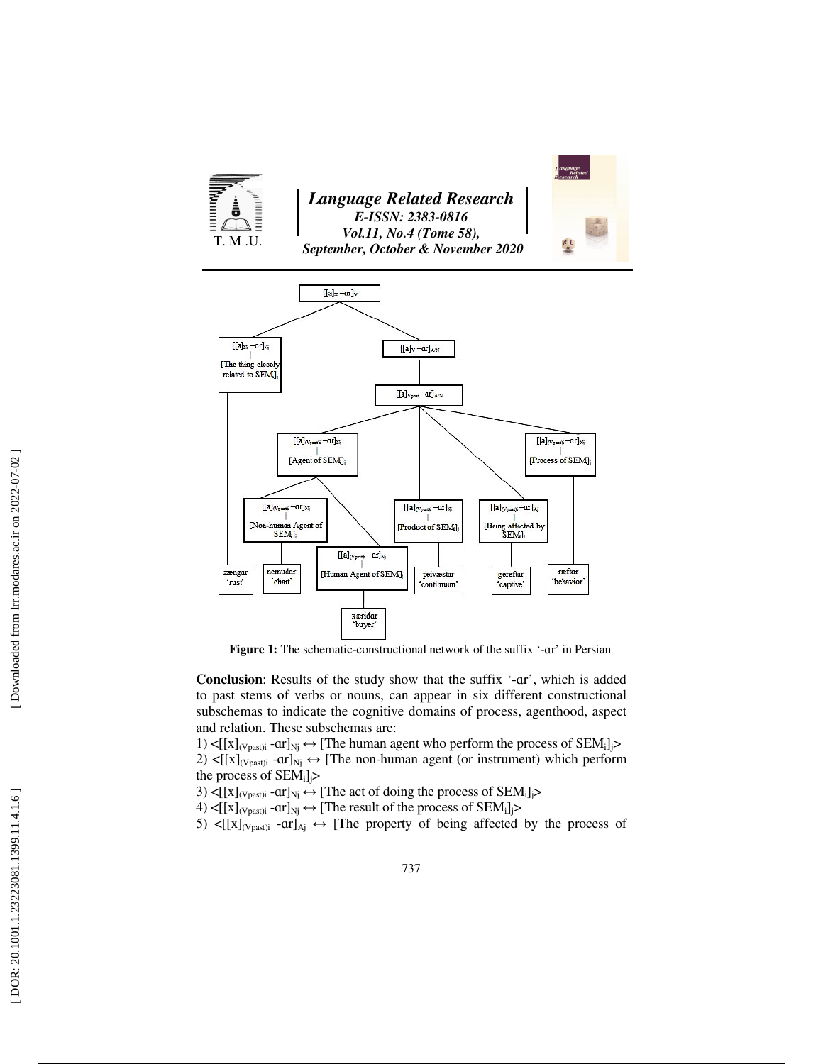**Figure 1:** The schematic-constructional network of the suffix '-ɑr' in Persian

**Conclusion**: Results of the study show that the suffix '-ɑr', which is added to past stems of verbs or nouns, can appear in six different constructional subschemas to indicate the cognitive domains of process, agenthood, aspect and relation. These subschemas are:

1) $<[[x]_{(Vpast)i}\ \text{-ɑr}]_{Nj} \leftrightarrow$ [The human agent who perform the process of $SEM_i]_j>$

2) $<[[x]_{(Vpast)i}\ \text{-ɑr}]_{Nj} \leftrightarrow$ [The non-human agent (or instrument) which perform the process of $SEM_i]_j>$

3) $<[[x]_{(Vpast)i}\ \text{-ɑr}]_{Nj} \leftrightarrow$ [The act of doing the process of $SEM_i]_j>$

4) $<[[x]_{(Vpast)i}\ \text{-ɑr}]_{Nj} \leftrightarrow$ [The result of the process of $SEM_i]_j>$

5) $<[[x]_{(Vpast)i}\ \text{-ɑr}]_{Aj} \leftrightarrow$ [The property of being affected by the process of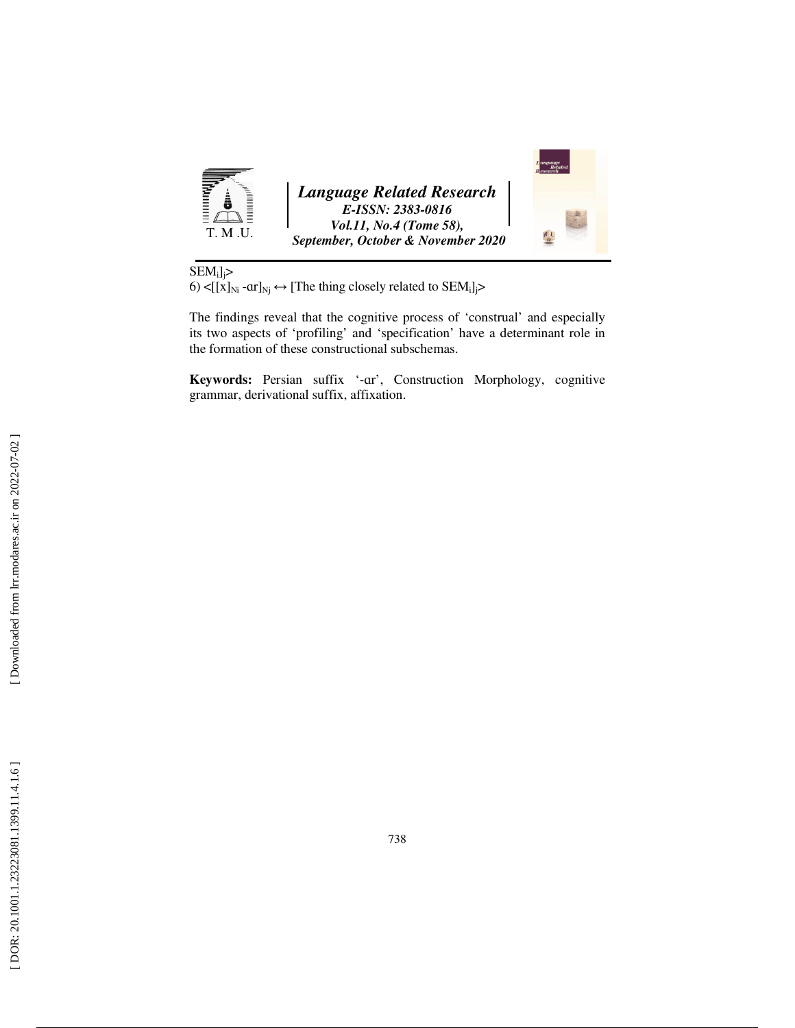$SEM_i]_j$>

6) <$[[x]_{Ni}$ -ɑr$]_{Nj}$ ↔ [The thing closely related to $SEM_i]_j$>

The findings reveal that the cognitive process of 'construal' and especially its two aspects of 'profiling' and 'specification' have a determinant role in the formation of these constructional subschemas.

**Keywords:** Persian suffix '-ɑr', Construction Morphology, cognitive grammar, derivational suffix, affixation.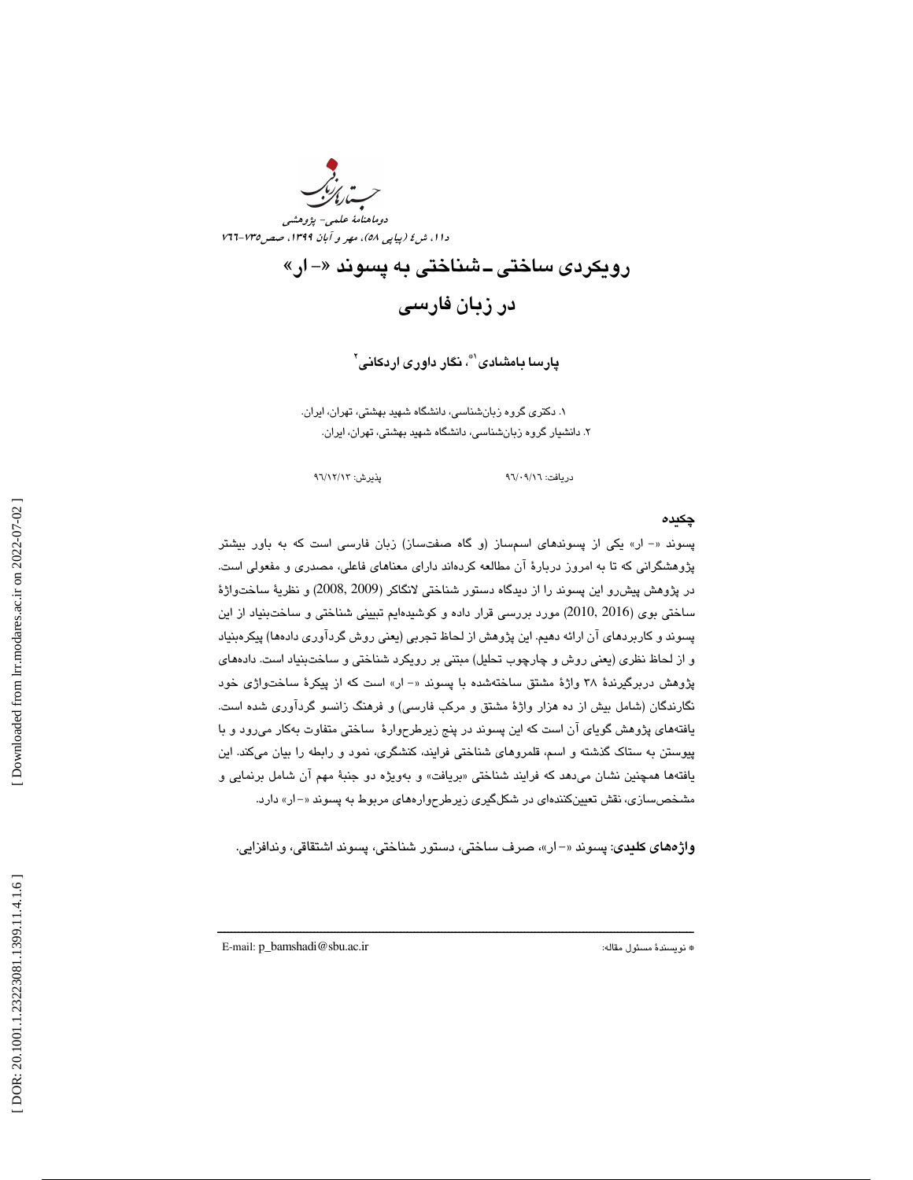# رویکردی ساختی ـ شناختی به پسوند «- ار» در زبان فارسی

**پارسا بامشادی**[1*]**، نگار داوری اردکانی**[2]

۱. دکتری گروه زبان‌شناسی، دانشگاه شهید بهشتی، تهران، ایران.
۲. دانشیار گروه زبان‌شناسی، دانشگاه شهید بهشتی، تهران، ایران.

دریافت: ۹۶/۰۹/۱۶ پذیرش: ۹۶/۱۲/۱۳

## چکیده

پسوند «- ار» یکی از پسوندهای اسم‌ساز (و گاه صفت‌ساز) زبان فارسی است که به باور بیشتر پژوهشگرانی که تا به امروز دربارهٔ آن مطالعه کرده‌اند دارای معناهای فاعلی، مصدری و مفعولی است. در پژوهش پیش‌رو این پسوند را از دیدگاه دستور شناختی لانگاکر (2009 ,2008) و نظریهٔ ساخت‌واژهٔ ساختی بوی (2016 ,2010) مورد بررسی قرار داده و کوشیده‌ایم تبیینی شناختی و ساخت‌بنیاد از این پسوند و کاربردهای آن ارائه دهیم. این پژوهش از لحاظ تجربی (یعنی روش گردآوری داده‌ها) پیکره‌بنیاد و از لحاظ نظری (یعنی روش و چارچوب تحلیل) مبتنی بر رویکرد شناختی و ساخت‌بنیاد است. داده‌های پژوهش دربرگیرندهٔ ۳۸ واژهٔ مشتق ساخته‌شده با پسوند «- ار» است که از پیکرهٔ ساخت‌واژی خود نگارندگان (شامل بیش از ده هزار واژهٔ مشتق و مرکب فارسی) و فرهنگ زانسو گردآوری شده است. یافته‌های پژوهش گویای آن است که این پسوند در پنج زیرطرح‌وارهٔ ساختی متفاوت به‌کار می‌رود و با پیوستن به ستاک گذشته و اسم، قلمروهای شناختی فرایند، کنشگری، نمود و رابطه را بیان می‌کند. این یافته‌ها همچنین نشان می‌دهد که فرایند شناختی «بریافت» و به‌ویژه دو جنبهٔ مهم آن شامل برنمایی و مشخص‌سازی، نقش تعیین‌کننده‌ای در شکل‌گیری زیرطرح‌واره‌های مربوط به پسوند «- ار» دارد.

**واژه‌های کلیدی**: پسوند «- ار»، صرف ساختی، دستور شناختی، پسوند اشتقاقی، وندافزایی.

---

* نویسندهٔ مسئول مقاله: E-mail: p_bamshadi@sbu.ac.ir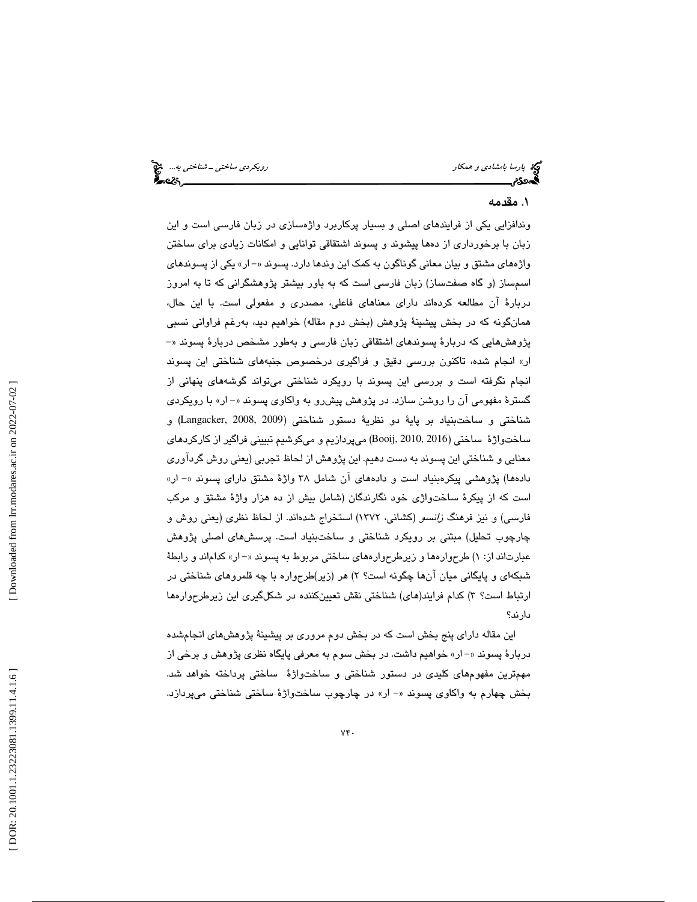## ۱. مقدمه

وندافزایی یکی از فرایندهای اصلی و بسیار پرکاربرد واژه‌سازی در زبان فارسی است و این زبان با برخورداری از ده‌ها پیشوند و پسوند اشتقاقی توانایی و امکانات زیادی برای ساختن واژه‌های مشتق و بیان معانی گوناگون به کمک این وندها دارد. پسوند «- ار» یکی از پسوندهای اسم‌ساز (و گاه صفت‌ساز) زبان فارسی است که به باور بیشتر پژوهشگرانی که تا به امروز دربارهٔ آن مطالعه کرده‌اند دارای معناهای فاعلی، مصدری و مفعولی است. با این حال، همان‌گونه که در بخش پیشینهٔ پژوهش (بخش دوم مقاله) خواهیم دید، به‌رغم فراوانی نسبی پژوهش‌هایی که دربارهٔ پسوندهای اشتقاقی زبان فارسی و به‌طور مشخص دربارهٔ پسوند «- ار» انجام شده، تاکنون بررسی دقیق و فراگیری درخصوص جنبه‌های شناختی این پسوند انجام نگرفته است و بررسی این پسوند با رویکرد شناختی می‌تواند گوشه‌های پنهانی از گسترهٔ مفهومی آن را روشن سازد. در پژوهش پیش‌رو به واکاوی پسوند «- ار» با رویکردی شناختی و ساخت‌بنیاد بر پایهٔ دو نظریهٔ دستور شناختی (Langacker, 2008, 2009) و ساخت‌واژهٔ ساختی (Booij, 2010, 2016) می‌پردازیم و می‌کوشیم تبیینی فراگیر از کارکردهای معنایی و شناختی این پسوند به دست دهیم. این پژوهش از لحاظ تجربی (یعنی روش گردآوری داده‌ها) پژوهشی پیکره‌بنیاد است و داده‌های آن شامل ۳۸ واژهٔ مشتق دارای پسوند «- ار» است که از پیکرهٔ ساخت‌واژی خود نگارندگان (شامل بیش از ده هزار واژهٔ مشتق و مرکب فارسی) و نیز فرهنگ *زانسو* (کشانی، ۱۳۷۲) استخراج شده‌اند. از لحاظ نظری (یعنی روش و چارچوب تحلیل) مبتنی بر رویکرد شناختی و ساخت‌بنیاد است. پرسش‌های اصلی پژوهش عبارت‌اند از: ۱) طرح‌واره‌ها و زیرطرح‌واره‌های ساختی مربوط به پسوند «- ار» کدام‌اند و رابطهٔ شبکه‌ای و پایگانی میان آن‌ها چگونه است؟ ۲) هر (زیر)طرح‌واره با چه قلمروهای شناختی در ارتباط است؟ ۳) کدام فرایند(های) شناختی نقش تعیین‌کننده در شکل‌گیری این زیرطرح‌واره‌ها دارند؟

این مقاله دارای پنج بخش است که در بخش دوم مروری بر پیشینهٔ پژوهش‌های انجام‌شده دربارهٔ پسوند «- ار» خواهیم داشت. در بخش سوم به معرفی پایگاه نظری پژوهش و برخی از مهم‌ترین مفهوم‌های کلیدی در دستور شناختی و ساخت‌واژهٔ ساختی پرداخته خواهد شد. بخش چهارم به واکاوی پسوند «- ار» در چارچوب ساخت‌واژهٔ ساختی شناختی می‌پردازد.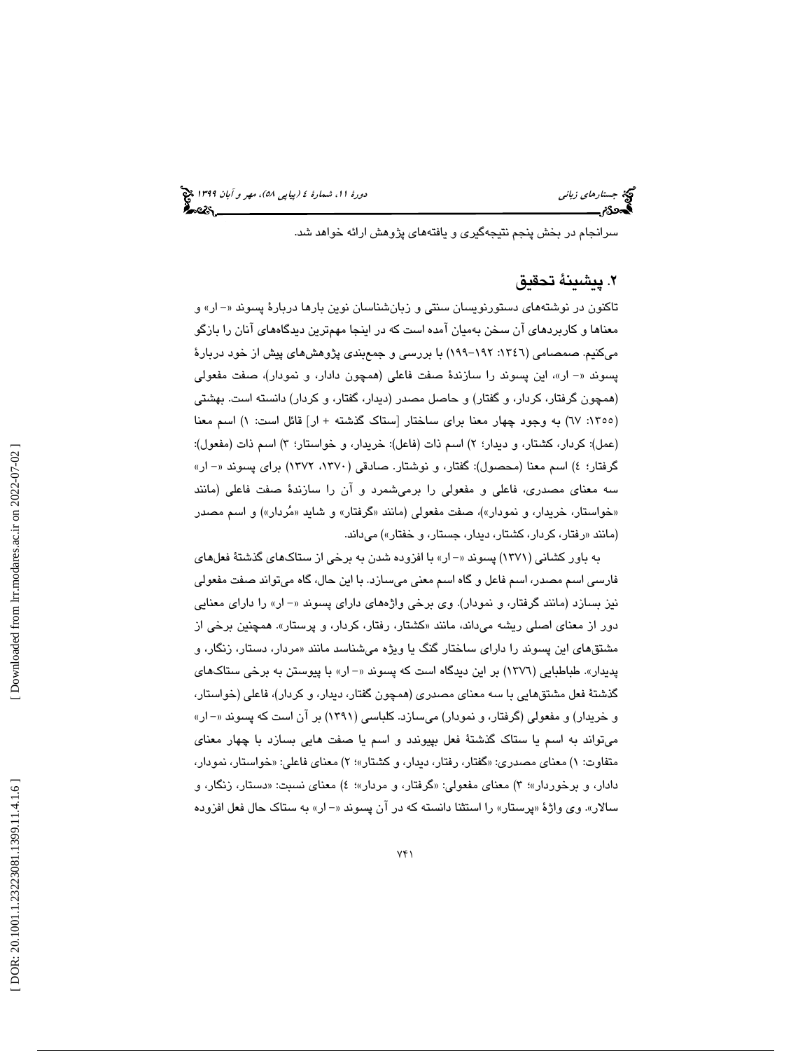سرانجام در بخش پنجم نتیجه‌گیری و یافته‌های پژوهش ارائه خواهد شد.

## ۲. پیشینۀ تحقیق

تاکنون در نوشته‌های دستورنویسان سنتی و زبان‌شناسان نوین بارها دربارۀ پسوند «- ار» و معناها و کاربردهای آن سخن به‌میان آمده است که در اینجا مهم‌ترین دیدگاه‌های آنان را بازگو می‌کنیم. صمصامی (۱۳٤٦: ۱۹۲-۱۹۹) با بررسی و جمع‌بندی پژوهش‌های پیش از خود دربارۀ پسوند «- ار»، این پسوند را سازندۀ صفت فاعلی (همچون دادار، و نمودار)، صفت مفعولی (همچون گرفتار، کردار، و گفتار) و حاصل مصدر (دیدار، گفتار، و کردار) دانسته است. بهشتی (۱۳۵۵: ٦۷) به وجود چهار معنا برای ساختار [ستاک گذشته + ار] قائل است: ۱) اسم معنا (عمل): کردار، کشتار، و دیدار؛ ۲) اسم ذات (فاعل): خریدار، و خواستار؛ ۳) اسم ذات (مفعول): گرفتار؛ ٤) اسم معنا (محصول): گفتار، و نوشتار. صادقی (۱۳۷۰، ۱۳۷۲) برای پسوند «- ار» سه معنای مصدری، فاعلی و مفعولی را برمی‌شمرد و آن را سازندۀ صفت فاعلی (مانند «خواستار، خریدار، و نمودار»)، صفت مفعولی (مانند «گرفتار» و شاید «مُردار») و اسم مصدر (مانند «رفتار، کردار، کشتار، دیدار، جستار، و خفتار») می‌داند.

به باور کشانی (۱۳۷۱) پسوند «- ار» با افزوده شدن به برخی از ستاک‌های گذشتۀ فعل‌های فارسی اسم مصدر، اسم فاعل و گاه اسم معنی می‌سازد. با این حال، گاه می‌تواند صفت مفعولی نیز بسازد (مانند گرفتار، و نمودار). وی برخی واژه‌های دارای پسوند «- ار» را دارای معنایی دور از معنای اصلی ریشه می‌داند، مانند «کشتار، رفتار، کردار، و پرستار». همچنین برخی از مشتق‌های این پسوند را دارای ساختار گنگ یا ویژه می‌شناسد مانند «مردار، دستار، زنگار، و پدیدار». طباطبایی (۱۳۷٦) بر این دیدگاه است که پسوند «- ار» با پیوستن به برخی ستاک‌های گذشتۀ فعل مشتق‌هایی با سه معنای مصدری (همچون گفتار، دیدار، و کردار)، فاعلی (خواستار، و خریدار) و مفعولی (گرفتار، و نمودار) می‌سازد. کلباسی (۱۳۹۱) بر آن است که پسوند «- ار» می‌تواند به اسم یا ستاک گذشتۀ فعل بپیوندد و اسم یا صفت هایی بسازد با چهار معنای متفاوت: ۱) معنای مصدری: «گفتار، رفتار، دیدار، و کشتار»؛ ۲) معنای فاعلی: «خواستار، نمودار، دادار، و برخوردار»؛ ۳) معنای مفعولی: «گرفتار، و مردار»؛ ٤) معنای نسبت: «دستار، زنگار، و سالار». وی واژۀ «پرستار» را استثنا دانسته که در آن پسوند «- ار» به ستاک حال فعل افزوده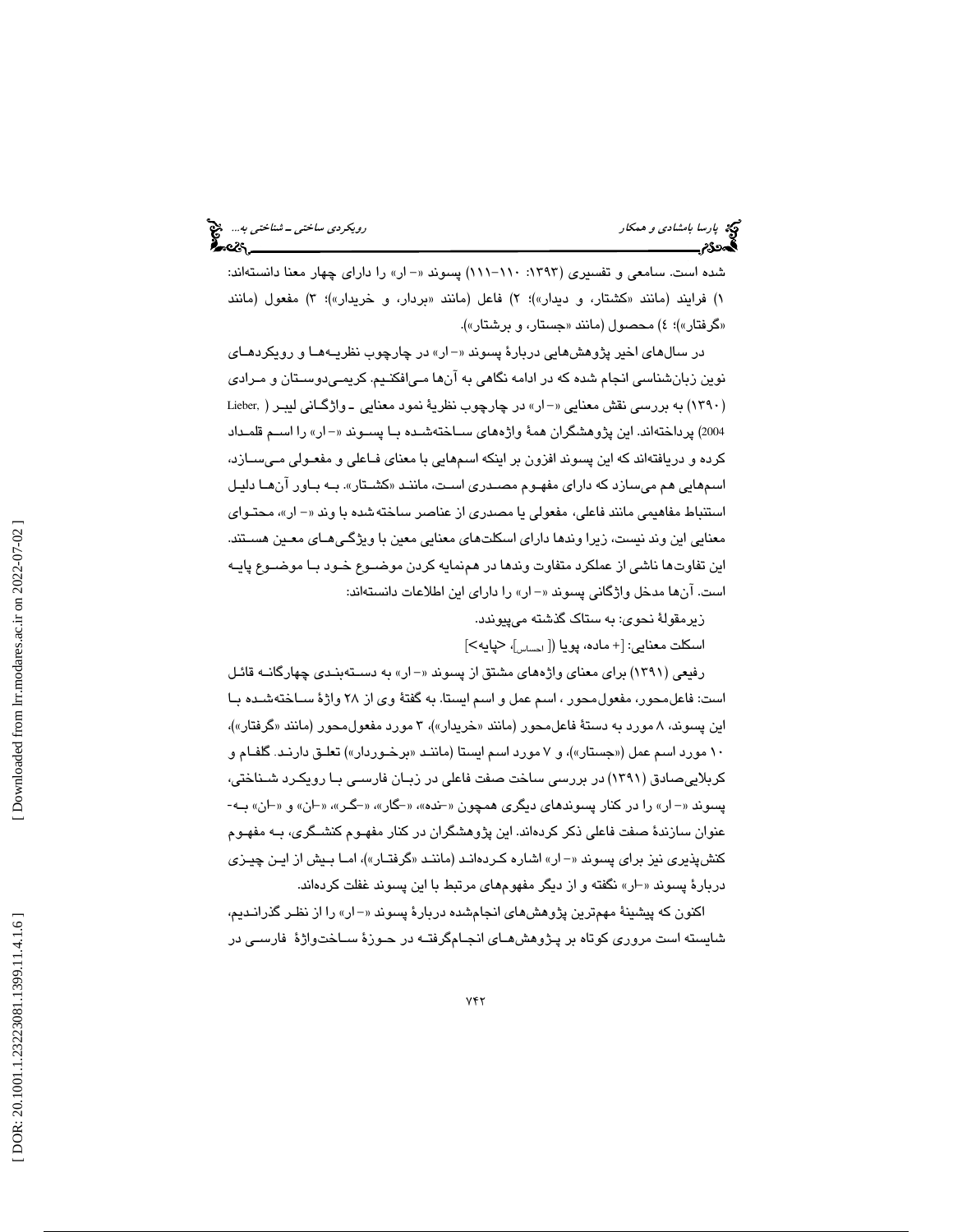شده است. سامعی و تفسیری (۱۳۹۳: ۱۱۰-۱۱۱) پسوند «- ار» را دارای چهار معنا دانسته‌اند: ۱) فرایند (مانند «کشتار، و دیدار»)؛ ۲) فاعل (مانند «بردار، و خریدار»)؛ ۳) مفعول (مانند «گرفتار»)؛ ٤) محصول (مانند «جستار، و برشتار»).

در سال‌های اخیر پژوهش‌هایی دربارهٔ پسوند «- ار» در چارچوب نظریه‌ها و رویکردهای نوین زبان‌شناسی انجام شده که در ادامه نگاهی به آن‌ها می‌افکنیم. کریمی‌دوستان و مرادی (۱۳۹۰) به بررسی نقش معنایی «- ار» در چارچوب نظریهٔ نمود معنایی ـ واژگانی لیبر (Lieber, 2004) پرداخته‌اند. این پژوهشگران همهٔ واژه‌های ساخته‌شده با پسوند «- ار» را اسم قلمداد کرده و دریافته‌اند که این پسوند افزون بر اینکه اسم‌هایی با معنای فاعلی و مفعولی می‌سازد، اسم‌هایی هم می‌سازد که دارای مفهوم مصدری است، مانند «کشتار». به باور آن‌ها دلیل استنباط مفاهیمی مانند فاعلی، مفعولی یا مصدری از عناصر ساخته‌شده با وند «- ار»، محتوای معنایی این وند نیست، زیرا وندها دارای اسکلت‌های معنایی معین با ویژگی‌های معین هستند. این تفاوت‌ها ناشی از عملکرد متفاوت وندها در هم‌نمایه کردن موضوع خود با موضوع پایه است. آن‌ها مدخل واژگانی پسوند «- ار» را دارای این اطلاعات دانسته‌اند:

زیرمقولهٔ نحوی: به ستاک گذشته می‌پیوندد.

اسکلت معنایی: [+ ماده، پویا ([ $_{\text{احساس}}$ ]، <پایه>]

رفیعی (۱۳۹۱) برای معنای واژه‌های مشتق از پسوند «- ار» به دسته‌بندی چهارگانه قائل است: فاعل‌محور، مفعول‌محور، اسم عمل و اسم ایستا. به گفتهٔ وی از ۲۸ واژهٔ ساخته‌شده با این پسوند، ۸ مورد به دستهٔ فاعل‌محور (مانند «خریدار»)، ۳ مورد مفعول‌محور (مانند «گرفتار»)، ۱۰ مورد اسم عمل («جستار»)، و ۷ مورد اسم ایستا (مانند «برخوردار») تعلق دارند. گلفام و کربلایی‌صادق (۱۳۹۱) در بررسی ساخت صفت فاعلی در زبان فارسی با رویکرد شناختی، پسوند «- ار» را در کنار پسوندهای دیگری همچون «-نده»، «-گار»، «-گر»، «-ا» و «-ان» به‌عنوان سازندهٔ صفت فاعلی ذکر کرده‌اند. این پژوهشگران در کنار مفهوم کنشگری، به مفهوم کنش‌پذیری نیز برای پسوند «- ار» اشاره کرده‌اند (مانند «گرفتار»)، اما بیش از این چیزی دربارهٔ پسوند «-ار» نگفته و از دیگر مفهوم‌های مرتبط با این پسوند غفلت کرده‌اند.

اکنون که پیشینهٔ مهم‌ترین پژوهش‌های انجام‌شده دربارهٔ پسوند «- ار» را از نظر گذراندیم، شایسته است مروری کوتاه بر پژوهش‌های انجام‌گرفته در حوزهٔ ساخت‌واژهٔ فارسی در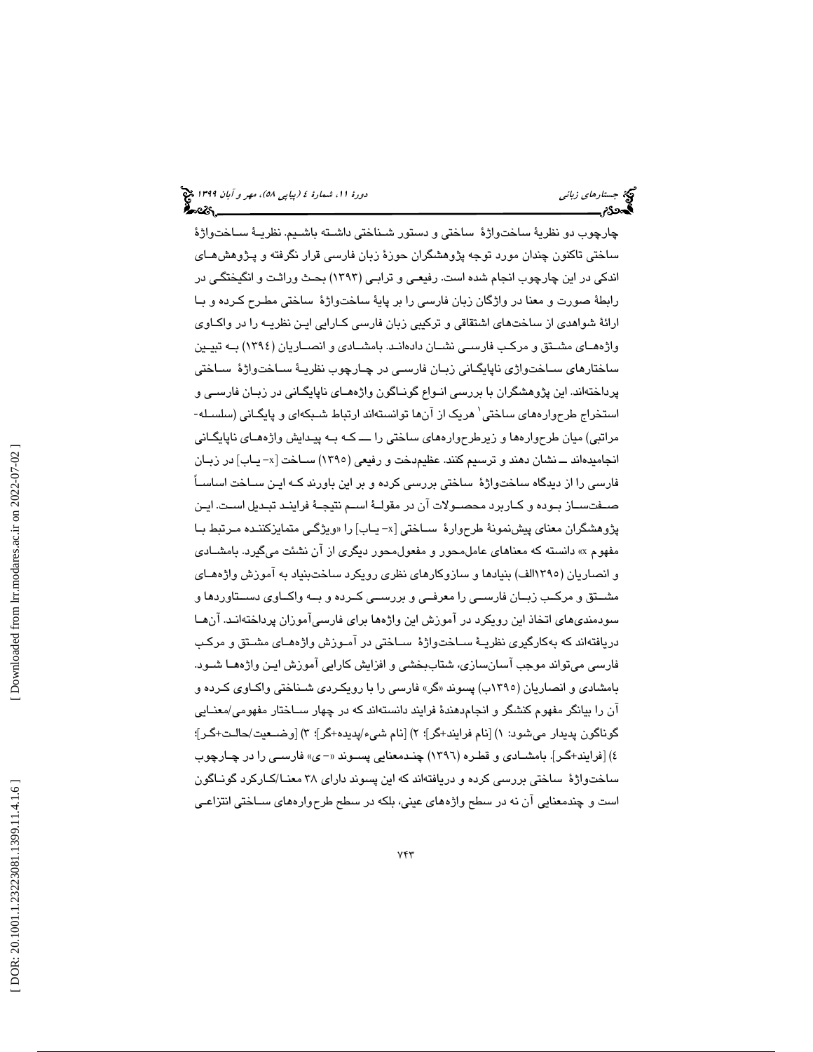چارچوب دو نظریهٔ ساخت‌واژهٔ ساختی و دستور شناختی داشته باشیم. نظریهٔ ساخت‌واژهٔ ساختی تاکنون چندان مورد توجه پژوهشگران حوزهٔ زبان فارسی قرار نگرفته و پژوهش‌های اندکی در این چارچوب انجام شده است. رفیعی و ترابی (۱۳۹۳) بحث وراثت و انگیختگی در رابطهٔ صورت و معنا در واژگان زبان فارسی را بر پایهٔ ساخت‌واژهٔ ساختی مطرح کرده و با ارائهٔ شواهدی از ساخت‌های اشتقاقی و ترکیبی زبان فارسی کارایی این نظریه را در واکاوی واژه‌های مشتق و مرکب فارسی نشان داده‌اند. بامشادی و انصاریان (۱۳۹٤) به تبیین ساختارهای ساخت‌واژی ناپایگانی زبان فارسی در چارچوب نظریهٔ ساخت‌واژهٔ ساختی پرداخته‌اند. این پژوهشگران با بررسی انواع گوناگون واژه‌های ناپایگانی در زبان فارسی و استخراج طرحواره‌های ساختی[1] هریک از آن‌ها توانسته‌اند ارتباط شبکه‌ای و پایگانی (سلسله‌مراتبی) میان طرحواره‌ها و زیرطرحواره‌های ساختی را ــ که به پیدایش واژه‌های ناپایگانی انجامیده‌اند ــ نشان دهند و ترسیم کنند. عظیم‌دخت و رفیعی (۱۳۹۵) ساخت [x- یاب] در زبان فارسی را از دیدگاه ساخت‌واژهٔ ساختی بررسی کرده و بر این باورند که این ساخت اساساً صفت‌ساز بوده و کاربرد محصولات آن در مقولهٔ اسم نتیجهٔ فرایند تبدیل است. این پژوهشگران معنای پیش‌نمونهٔ طرحوارهٔ ساختی [x- یاب] را «ویژگی متمایزکننده مرتبط با مفهوم x» دانسته که معناهای عامل‌محور و مفعول‌محور دیگری از آن نشئت می‌گیرد. بامشادی و انصاریان (۱۳۹۵الف) بنیادها و سازوکارهای نظری رویکرد ساخت‌بنیاد به آموزش واژه‌های مشتق و مرکب زبان فارسی را معرفی و بررسی کرده و به واکاوی دستاوردها و سودمندی‌های اتخاذ این رویکرد در آموزش این واژه‌ها برای فارسی‌آموزان پرداخته‌اند. آن‌ها دریافته‌اند که به‌کارگیری نظریهٔ ساخت‌واژهٔ ساختی در آموزش واژه‌های مشتق و مرکب فارسی می‌تواند موجب آسان‌سازی، شتاب‌بخشی و افزایش کارایی آموزش این واژه‌ها شود. بامشادی و انصاریان (۱۳۹۵ب) پسوند «گر» فارسی را با رویکردی شناختی واکاوی کرده و آن را بیانگر مفهوم کنشگر و انجام‌دهندهٔ فرایند دانسته‌اند که در چهار ساختار مفهومی/معنایی گوناگون پدیدار می‌شود: ۱) [نام فرایند+گر]؛ ۲) [نام شیء/پدیده+گر]؛ ۳) [وضعیت/حالت+گر]؛ ٤) [فرایند+گر]. بامشادی و قطره (۱۳۹٦) چندمعنایی پسوند «-ی» فارسی را در چارچوب ساخت‌واژهٔ ساختی بررسی کرده و دریافته‌اند که این پسوند دارای ۳۸ معنا/کارکرد گوناگون است و چندمعنایی آن نه در سطح واژه‌های عینی، بلکه در سطح طرحواره‌های ساختی انتزاعی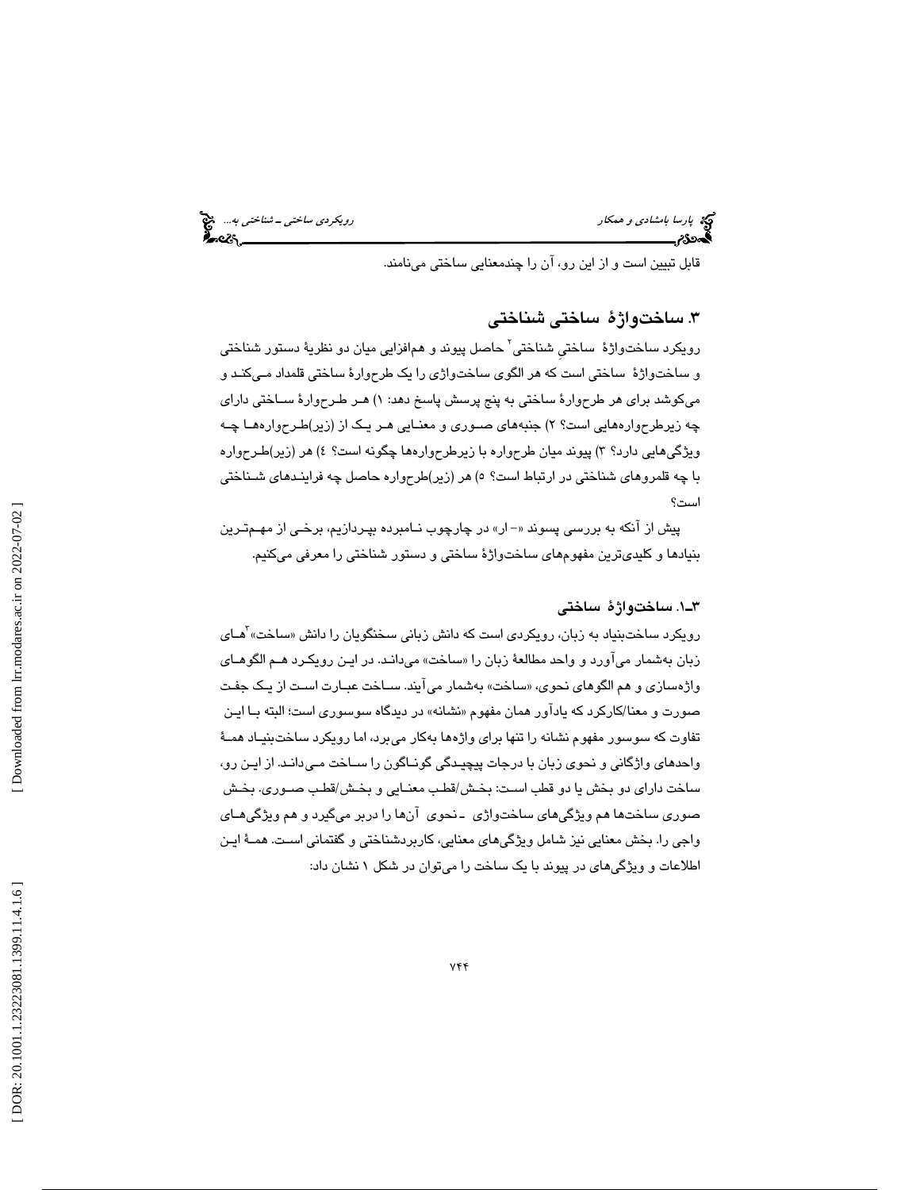قابل تبیین است و از این رو، آن را چندمعنایی ساختی می‌نامند.

## ۳. ساخت‌واژهٔ ساختی شناختی

رویکرد ساخت‌واژهٔ ساختیِ شناختی[۲] حاصل پیوند و هم‌افزایی میان دو نظریهٔ دستور شناختی و ساخت‌واژهٔ ساختی است که هر الگوی ساخت‌واژی را یک طرح‌وارهٔ ساختی قلمداد می‌کند و می‌کوشد برای هر طرح‌وارهٔ ساختی به پنج پرسش پاسخ دهد: ۱) هر طرح‌وارهٔ ساختی دارای چه زیرطرح‌واره‌هایی است؟ ۲) جنبه‌های صوری و معنایی هر یک از (زیر)طرح‌واره‌ها چه ویژگی‌هایی دارد؟ ۳) پیوند میان طرح‌واره با زیرطرح‌واره‌ها چگونه است؟ ٤) هر (زیر)طرح‌واره با چه قلمروهای شناختی در ارتباط است؟ ۵) هر (زیر)طرح‌واره حاصل چه فرایندهای شناختی است؟

پیش از آنکه به بررسی پسوند «- ار» در چارچوب نامبرده بپردازیم، برخی از مهم‌ترین بنیادها و کلیدی‌ترین مفهوم‌های ساخت‌واژهٔ ساختی و دستور شناختی را معرفی می‌کنیم.

### ۳ـ۱. ساخت‌واژهٔ ساختی

رویکرد ساخت‌بنیاد به زبان، رویکردی است که دانش زبانی سخنگویان را دانش «ساخت»[۳]های زبان به‌شمار می‌آورد و واحد مطالعهٔ زبان را «ساخت» می‌داند. در این رویکرد هم الگوهای واژه‌سازی و هم الگوهای نحوی، «ساخت» به‌شمار می‌آیند. ساخت عبارت است از یک جفت صورت و معنا/کارکرد که یادآور همان مفهوم «نشانه» در دیدگاه سوسوری است؛ البته با این تفاوت که سوسور مفهوم نشانه را تنها برای واژه‌ها به‌کار می‌برد، اما رویکرد ساخت‌بنیاد همهٔ واحدهای واژگانی و نحوی زبان با درجات پیچیدگی گوناگون را ساخت می‌داند. از این رو، ساخت دارای دو بخش یا دو قطب است: بخش/قطب معنایی و بخش/قطب صوری. بخش صوری ساخت‌ها هم ویژگی‌های ساخت‌واژی ـ نحوی آن‌ها را دربر می‌گیرد و هم ویژگی‌های واجی را. بخش معنایی نیز شامل ویژگی‌های معنایی، کاربردشناختی و گفتمانی است. همهٔ این اطلاعات و ویژگی‌های در پیوند با یک ساخت را می‌توان در شکل ۱ نشان داد: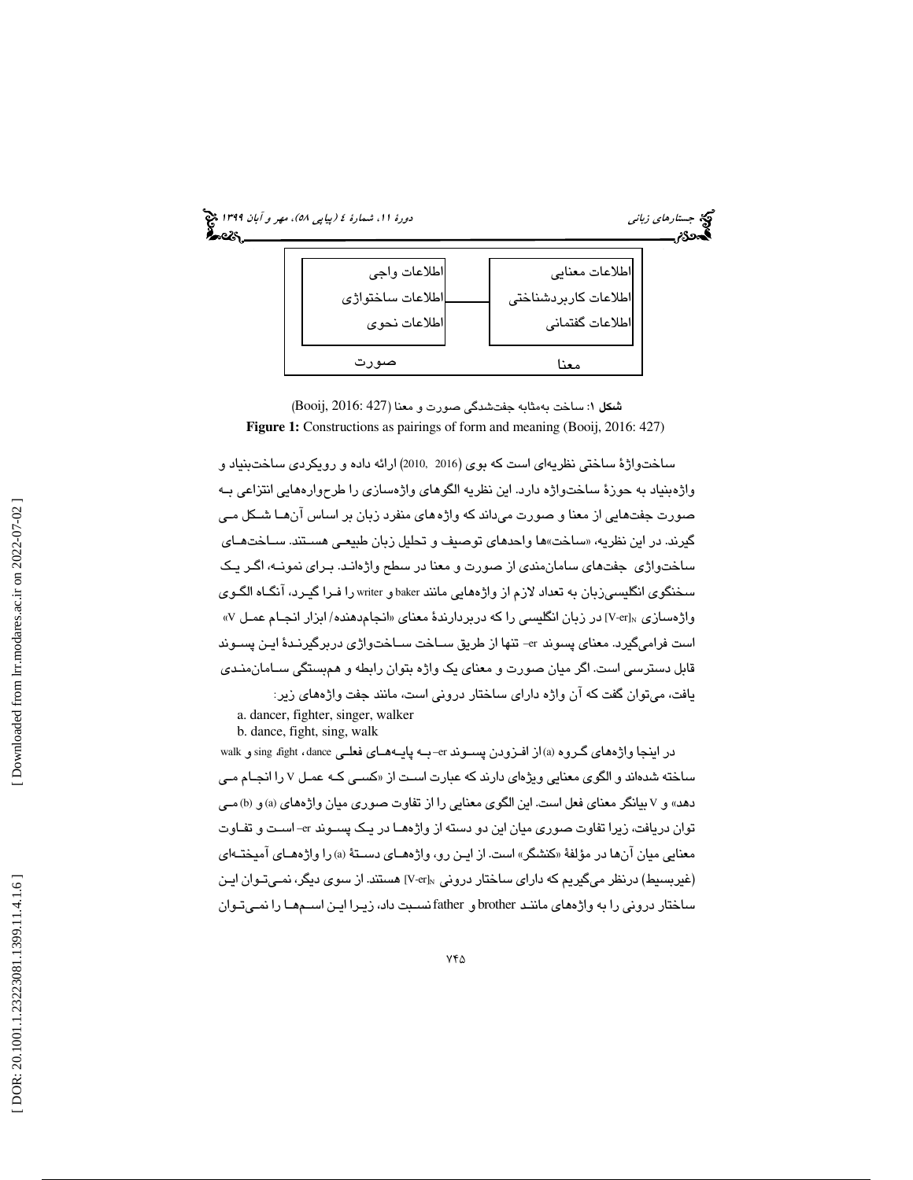| معنا | | صورت |
| --- | --- | --- |
| اطلاعات معنایی<br>اطلاعات کاربردشناختی<br>اطلاعات گفتمانی | ــــ | اطلاعات واجی<br>اطلاعات ساختواژی<br>اطلاعات نحوی |

**شکل ۱:** ساخت به‌مثابه جفت‌شدگی صورت و معنا (Booij, 2016: 427)
**Figure 1:** Constructions as pairings of form and meaning (Booij, 2016: 427)

ساختواژهٔ ساختی نظریه‌ای است که بوی (2010, 2016) ارائه داده و رویکردی ساخت‌بنیاد و واژه‌بنیاد به حوزهٔ ساختواژه دارد. این نظریه الگوهای واژه‌سازی را طرح‌واره‌هایی انتزاعی بـه صورت جفت‌هایی از معنا و صورت می‌داند که واژه‌های منفرد زبان بر اساس آن‌هـا شـکل مـی گیرند. در این نظریه، «ساخت»ها واحدهای توصیف و تحلیل زبان طبیعـی هسـتند. سـاخت‌هـای ساختواژی جفت‌های سامان‌مندی از صورت و معنا در سطح واژه‌انـد. بـرای نمونـه، اگـر یـک سخنگوی انگلیسی‌زبان به تعداد لازم از واژه‌هایی مانند baker و writer را فـرا گیـرد، آنگـاه الگـوی واژه‌سازی $[V\text{-}er]_N$ در زبان انگلیسی را که دربردارندهٔ معنای «انجام‌دهنده/ ابزار انجـام عمـل V» است فرامی‌گیرد. معنای پسوند er- تنها از طریق سـاخت سـاختواژی دربرگیرنـدهٔ ایـن پسـوند قابل دسترسی است. اگر میان صورت و معنای یک واژه بتوان رابطه و هم‌بستگی سـامان‌منـدی یافت، می‌توان گفت که آن واژه دارای ساختار درونی است، مانند جفت واژه‌های زیر:

a. dancer, fighter, singer, walker
b. dance, fight, sing, walk

در اینجا واژه‌های گـروه (a) از افـزودن پسـوند er- بـه پایـه‌هـای فعلـی dance، fight، sing و walk ساخته شده‌اند و الگوی معنایی ویژه‌ای دارند که عبارت اسـت از «کسـی کـه عمـل V را انجـام مـی دهد» و V بیانگر معنای فعل است. این الگوی معنایی را از تفاوت صوری میان واژه‌های (a) و (b) مـی توان دریافت، زیرا تفاوت صوری میان این دو دسته از واژه‌هـا در یـک پسـوند er- اسـت و تفـاوت معنایی میان آن‌ها در مؤلفهٔ «کنشگر» است. از ایـن رو، واژه‌هـای دسـتهٔ (a) را واژه‌هـای آمیختـه‌ای (غیربسیط) درنظر می‌گیریم که دارای ساختار درونی $[V\text{-}er]_N$ هستند. از سوی دیگر، نمـی‌تـوان ایـن ساختار درونی را به واژه‌های ماننـد brother و father نسـبت داد، زیـرا ایـن اسـم‌هـا را نمـی‌تـوان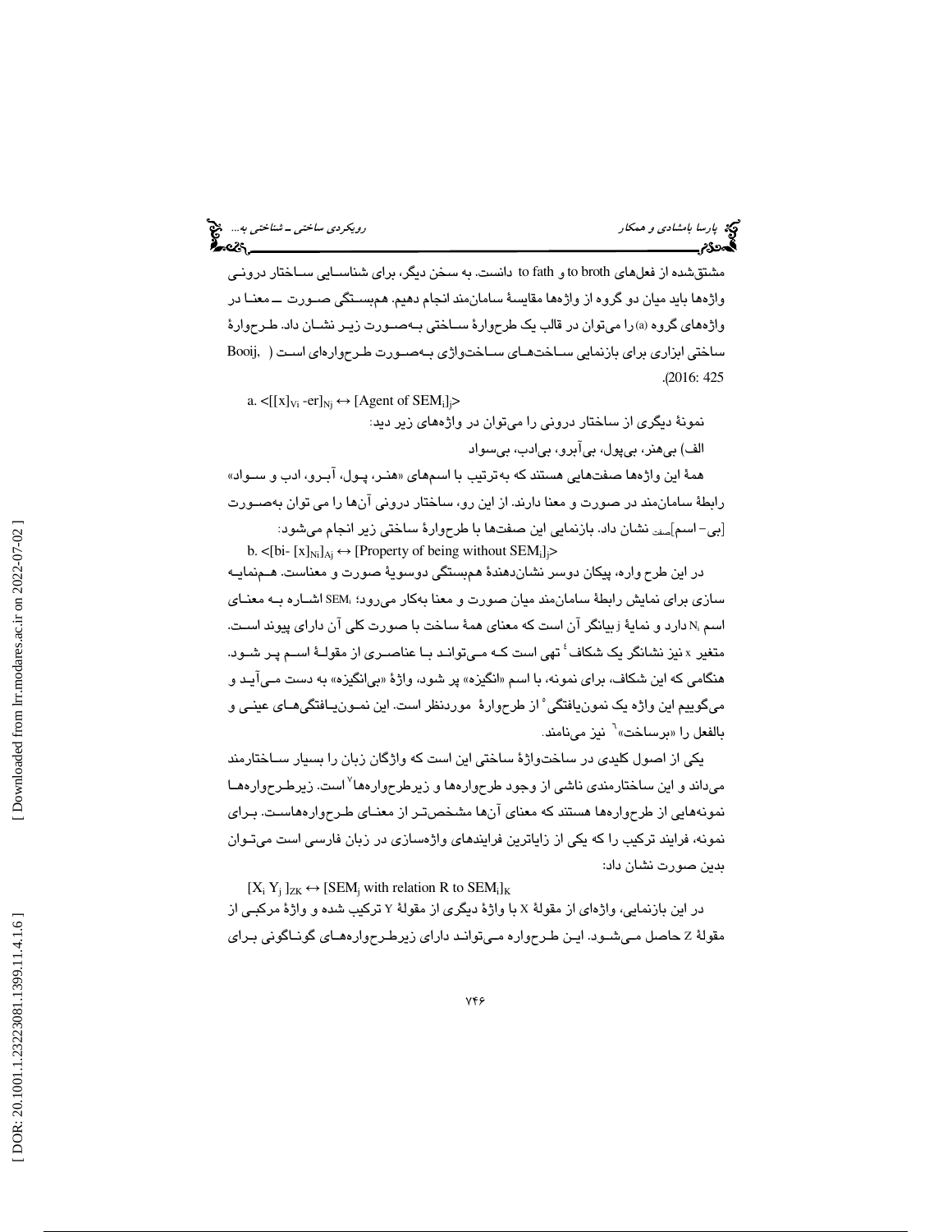مشتق‌شده از فعل‌های to broth و to fath دانست. به سخن دیگر، برای شناسایی ساختار درونی واژه‌ها باید میان دو گروه از واژه‌ها مقایسهٔ سامان‌مند انجام دهیم. هم‌بستگی صورت ــ معنا در واژه‌های گروه (a) را می‌توان در قالب یک طرح‌وارهٔ ساختی به‌صورت زیر نشان داد. طرح‌وارهٔ ساختی ابزاری برای بازنمایی ساخت‌های ساخت‌واژی به‌صورت طرح‌واره‌ای است (Booij, 2016: 425).

a. $<[[x]_{Vi} \text{-er}]_{Nj} \leftrightarrow [\text{Agent of SEM}_i]_j>$

نمونهٔ دیگری از ساختار درونی را می‌توان در واژه‌های زیر دید:

الف) بی‌هنر، بی‌پول، بی‌آبرو، بی‌ادب، بی‌سواد

همهٔ این واژه‌ها صفت‌هایی هستند که به‌ترتیب با اسم‌های «هنر، پول، آبرو، ادب و سواد» رابطهٔ سامان‌مند در صورت و معنا دارند. از این رو، ساختار درونی آن‌ها را می توان به‌صورت [بی– اسم]صفت نشان داد. بازنمایی این صفت‌ها با طرح‌وارهٔ ساختی زیر انجام می‌شود:

b. $<[\text{bi- } [x]_{Ni}]_{Aj} \leftrightarrow [\text{Property of being without SEM}_i]_j>$

در این طرح واره، پیکان دوسر نشان‌دهندهٔ هم‌بستگی دوسویهٔ صورت و معناست. هم‌نمایه سازی برای نمایش رابطهٔ سامان‌مند میان صورت و معنا به‌کار می‌رود؛ $SEM_i$ اشاره به معنای اسم $N_i$ دارد و نمایهٔ j بیانگر آن است که معنای همهٔ ساخت با صورت کلی آن دارای پیوند است. متغیر x نیز نشانگر یک شکاف[4] تهی است که می‌توانند با عناصری از مقولهٔ اسم پر شود. هنگامی که این شکاف، برای نمونه، با اسم «انگیزه» پر شود، واژهٔ «بی‌انگیزه» به دست می‌آید و می‌گوییم این واژه یک نمون‌یافتگی[5] از طرح‌وارهٔ موردنظر است. این نمون‌یافتگی‌های عینی و بالفعل را «برساخت»[6] نیز می‌نامند.

یکی از اصول کلیدی در ساخت‌واژهٔ ساختی این است که واژگان زبان را بسیار ساختارمند می‌داند و این ساختارمندی ناشی از وجود طرح‌واره‌ها و زیرطرح‌واره‌ها[7] است. زیرطرح‌واره‌ها نمونه‌هایی از طرح‌واره‌ها هستند که معنای آن‌ها مشخص‌تر از معنای طرح‌واره‌هاست. برای نمونه، فرایند ترکیب را که یکی از زایاترین فرایندهای واژه‌سازی در زبان فارسی است می‌توان بدین صورت نشان داد:

$[X_i\ Y_j\ ]_{ZK} \leftrightarrow [\text{SEM}_j \text{ with relation R to SEM}_i]_K$

در این بازنمایی، واژه‌ای از مقولهٔ X با واژهٔ دیگری از مقولهٔ Y ترکیب شده و واژهٔ مرکبی از مقولهٔ Z حاصل می‌شود. این طرح‌واره می‌تواند دارای زیرطرح‌واره‌های گوناگونی برای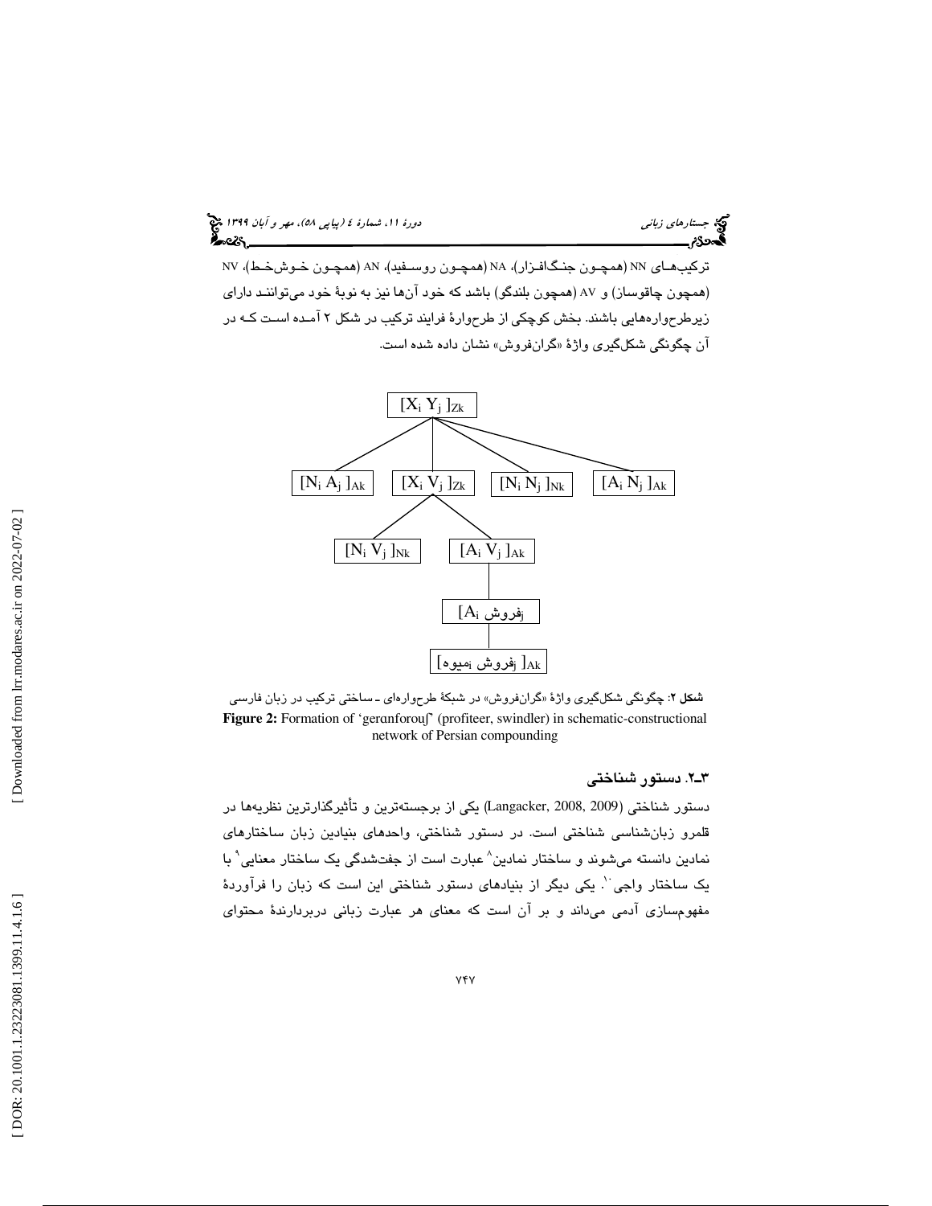ترکیب‌های NN (همچون جنگ‌افزار)، NA (همچون روسفید)، AN (همچون خوش‌خط)، NV (همچون چاقوساز) و AV (همچون بلندگو) باشد که خود آن‌ها نیز به نوبهٔ خود می‌توانند دارای زیرطرح‌واره‌هایی باشند. بخش کوچکی از طرح‌وارهٔ فرایند ترکیب در شکل ۲ آمده است که در آن چگونگی شکل‌گیری واژهٔ «گران‌فروش» نشان داده شده است.

$[X_i\ Y_j]_{Zk}$

$[N_i\ A_j]_{Ak}$ | $[X_i\ V_j]_{Zk}$ | $[N_i\ N_j]_{Nk}$ | $[A_i\ N_j]_{Ak}$

$[N_i\ V_j]_{Nk}$ | $[A_i\ V_j]_{Ak}$

[$A_i$ فروش$_j$]$_{Ak}$

[میوه$_i$ فروش$_j$]$_{Ak}$

**شکل ۲**: چگونگی شکل‌گیری واژهٔ «گران‌فروش» در شبکهٔ طرح‌واره‌ای ـ ساختی ترکیب در زبان فارسی

**Figure 2:** Formation of ‘geranforouʃ’ (profiteer, swindler) in schematic-constructional network of Persian compounding

### ۳ـ۲. دستور شناختی

دستور شناختی (Langacker, 2008, 2009) یکی از برجسته‌ترین و تأثیرگذارترین نظریه‌ها در قلمرو زبان‌شناسی شناختی است. در دستور شناختی، واحدهای بنیادین زبان ساختارهای نمادین دانسته می‌شوند و ساختار نمادین[8] عبارت است از جفت‌شدگی یک ساختار معنایی[9] با یک ساختار واجی[10]. یکی دیگر از بنیادهای دستور شناختی این است که زبان را فرآوردهٔ مفهوم‌سازی آدمی می‌داند و بر آن است که معنای هر عبارت زبانی دربردارندهٔ محتوای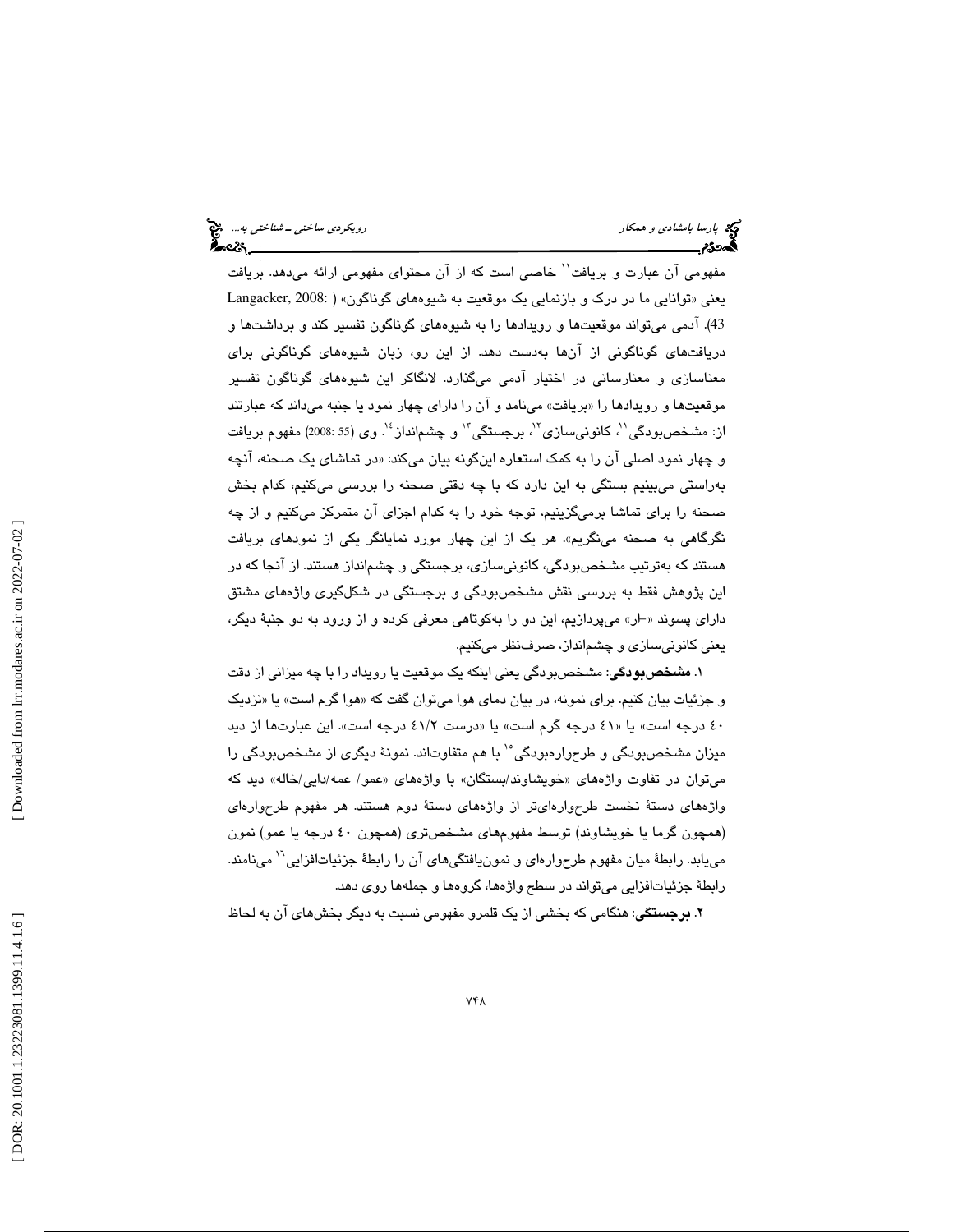مفهومی آن عبارت و بریافت[11] خاصی است که از آن محتوای مفهومی ارائه می‌دهد. بریافت یعنی «توانایی ما در درک و بازنمایی یک موقعیت به شیوه‌های گوناگون» (Langacker, 2008: 43). آدمی می‌تواند موقعیت‌ها و رویدادها را به شیوه‌های گوناگون تفسیر کند و برداشت‌ها و دریافت‌های گوناگونی از آن‌ها به‌دست دهد. از این رو، زبان شیوه‌های گوناگونی برای معناسازی و معنارسانی در اختیار آدمی می‌گذارد. لانگاکر این شیوه‌های گوناگون تفسیر موقعیت‌ها و رویدادها را «بریافت» می‌نامد و آن را دارای چهار نمود یا جنبه می‌داند که عبارتند از: مشخص‌بودگی[11]، کانونی‌سازی[12]، برجستگی[13] و چشم‌انداز[14]. وی (55 :2008) مفهوم بریافت و چهار نمود اصلی آن را به کمک استعاره این‌گونه بیان می‌کند: «در تماشای یک صحنه، آنچه به‌راستی می‌بینیم بستگی به این دارد که با چه دقتی صحنه را بررسی می‌کنیم، کدام بخش صحنه را برای تماشا برمی‌گزینیم، توجه خود را به کدام اجزای آن متمرکز می‌کنیم و از چه نگرگاهی به صحنه می‌نگریم». هر یک از این چهار مورد نمایانگر یکی از نمودهای بریافت هستند که به‌ترتیب مشخص‌بودگی، کانونی‌سازی، برجستگی و چشم‌انداز هستند. از آنجا که در این پژوهش فقط به بررسی نقش مشخص‌بودگی و برجستگی در شکل‌گیری واژه‌های مشتق دارای پسوند «-ار» می‌پردازیم، این دو را به‌کوتاهی معرفی کرده و از ورود به دو جنبهٔ دیگر، یعنی کانونی‌سازی و چشم‌انداز، صرف‌نظر می‌کنیم.

۱. **مشخص‌بودگی**: مشخص‌بودگی یعنی اینکه یک موقعیت یا رویداد را با چه میزانی از دقت و جزئیات بیان کنیم. برای نمونه، در بیان دمای هوا می‌توان گفت که «هوا گرم است» یا «نزدیک ۴۰ درجه است» یا «۴۱ درجه گرم است» یا «درست ۴۱/۲ درجه است». این عبارت‌ها از دید میزان مشخص‌بودگی و طرح‌واره‌بودگی[15] با هم متفاوت‌اند. نمونهٔ دیگری از مشخص‌بودگی را می‌توان در تفاوت واژه‌های «خویشاوند/بستگان» با واژه‌های «عمو/ عمه/دایی/خاله» دید که واژه‌های دستهٔ نخست طرح‌واره‌ای‌تر از واژه‌های دستهٔ دوم هستند. هر مفهوم طرح‌واره‌ای (همچون گرما یا خویشاوند) توسط مفهوم‌های مشخص‌تری (همچون ۴۰ درجه یا عمو) نمون می‌یابد. رابطهٔ میان مفهوم طرح‌واره‌ای و نمون‌یافتگی‌های آن را رابطهٔ جزئیات‌افزایی[16] می‌نامند. رابطهٔ جزئیات‌افزایی می‌تواند در سطح واژه‌ها، گروه‌ها و جمله‌ها روی دهد.

۲. **برجستگی**: هنگامی که بخشی از یک قلمرو مفهومی نسبت به دیگر بخش‌های آن به لحاظ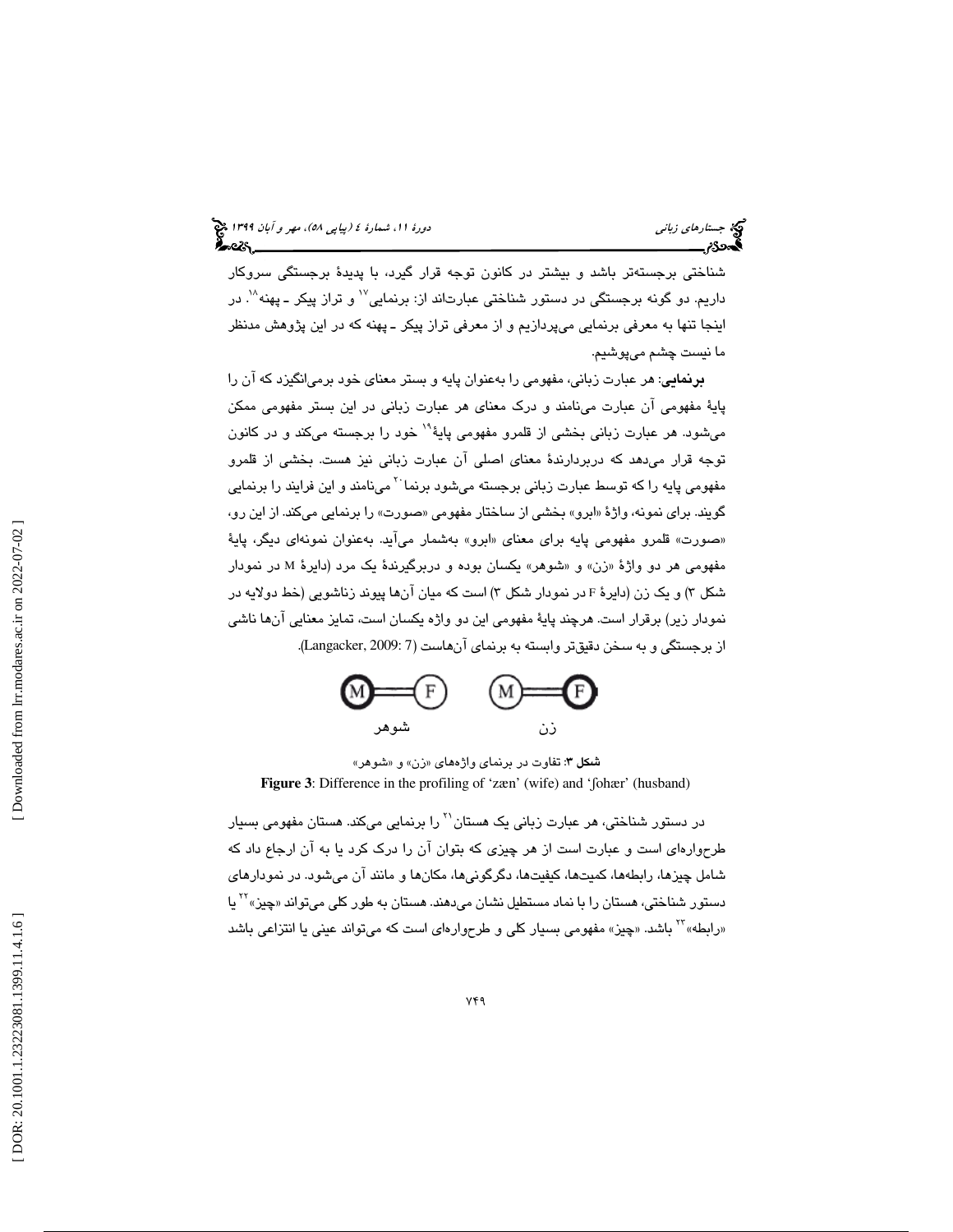شناختی برجسته‌تر باشد و بیشتر در کانون توجه قرار گیرد، با پدیدهٔ برجستگی سروکار داریم. دو گونه برجستگی در دستور شناختی عبارت‌اند از: برنمایی[17] و تراز پیکر ـ پهنه[18]. در اینجا تنها به معرفی برنمایی می‌پردازیم و از معرفی تراز پیکر ـ پهنه که در این پژوهش مدنظر ما نیست چشم می‌پوشیم.

**برنمایی**: هر عبارت زبانی، مفهومی را به‌عنوان پایه و بستر معنای خود برمی‌انگیزد که آن را پایهٔ مفهومی آن عبارت می‌نامند و درک معنای هر عبارت زبانی در این بستر مفهومی ممکن می‌شود. هر عبارت زبانی بخشی از قلمرو مفهومی پایهٔ[19] خود را برجسته می‌کند و در کانون توجه قرار می‌دهد که دربردارندهٔ معنای اصلی آن عبارت زبانی نیز هست. بخشی از قلمرو مفهومی پایه را که توسط عبارت زبانی برجسته می‌شود برنما[20] می‌نامند و این فرایند را برنمایی گویند. برای نمونه، واژهٔ «ابرو» بخشی از ساختار مفهومی «صورت» را برنمایی می‌کند. از این رو، «صورت» قلمرو مفهومی پایه برای معنای «ابرو» به‌شمار می‌آید. به‌عنوان نمونه‌ای دیگر، پایهٔ مفهومی هر دو واژهٔ «زن» و «شوهر» یکسان بوده و دربرگیرندهٔ یک مرد (دایرهٔ M در نمودار شکل ۳) و یک زن (دایرهٔ F در نمودار شکل ۳) است که میان آن‌ها پیوند زناشویی (خط دولایه در نمودار زیر) برقرار است. هرچند پایهٔ مفهومی این دو واژه یکسان است، تمایز معنایی آن‌ها ناشی از برجستگی و به سخن دقیق‌تر وابسته به برنمای آن‌هاست (Langacker, 2009: 7).

شوهر      زن

**شکل ۳**: تفاوت در برنمای واژه‌های «زن» و «شوهر»

**Figure 3**: Difference in the profiling of 'zæn' (wife) and 'ʃohær' (husband)

در دستور شناختی، هر عبارت زبانی یک هستان[21] را برنمایی می‌کند. هستان مفهومی بسیار طرح‌واره‌ای است و عبارت است از هر چیزی که بتوان آن را درک کرد یا به آن ارجاع داد که شامل چیزها، رابطه‌ها، کمیت‌ها، کیفیت‌ها، دگرگونی‌ها، مکان‌ها و مانند آن می‌شود. در نمودارهای دستور شناختی، هستان را با نماد مستطیل نشان می‌دهند. هستان به طور کلی می‌تواند «چیز»[22] یا «رابطه»[23] باشد. «چیز» مفهومی بسیار کلی و طرح‌واره‌ای است که می‌تواند عینی یا انتزاعی باشد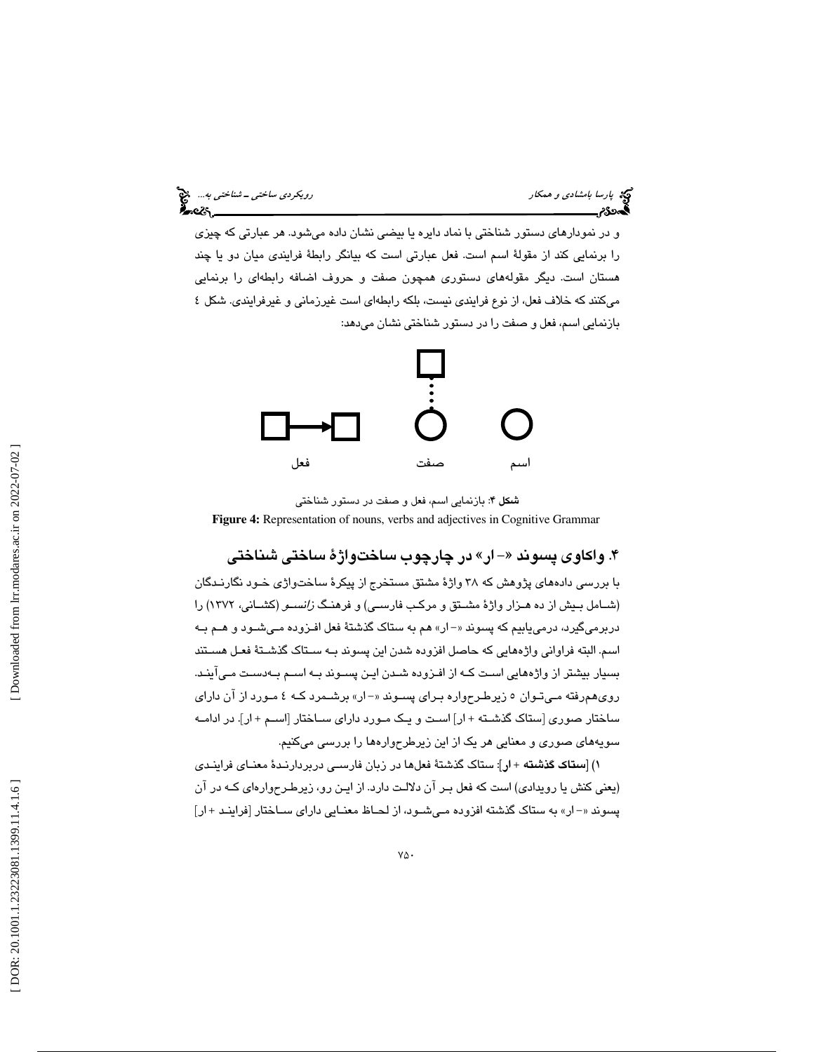و در نمودارهای دستور شناختی با نماد دایره یا بیضی نشان داده می‌شود. هر عبارتی که چیزی را برنمایی کند از مقولۀ اسم است. فعل عبارتی است که بیانگر رابطۀ فرایندی میان دو یا چند هستان است. دیگر مقوله‌های دستوری همچون صفت و حروف اضافه رابطه‌ای را برنمایی می‌کنند که خلاف فعل، از نوع فرایندی نیست، بلکه رابطه‌ای است غیرزمانی و غیرفرایندی. شکل ٤ بازنمایی اسم، فعل و صفت را در دستور شناختی نشان می‌دهد:

فعل　　　صفت　　　اسم

**شکل ۴**: بازنمایی اسم، فعل و صفت در دستور شناختی

**Figure 4:** Representation of nouns, verbs and adjectives in Cognitive Grammar

## ۴. واکاوی پسوند «- ار» در چارچوب ساخت‌واژۀ ساختی شناختی

با بررسی داده‌های پژوهش که ۳۸ واژۀ مشتق مستخرج از پیکرۀ ساخت‌واژی خود نگارندگان (شامل بیش از ده هزار واژۀ مشتق و مرکب فارسی) و فرهنگ *زانسو* (کشانی، ۱۳۷۲) را دربرمی‌گیرد، درمی‌یابیم که پسوند «- ار» هم به ستاک گذشتۀ فعل افزوده می‌شود و هم به اسم. البته فراوانی واژه‌هایی که حاصل افزوده شدن این پسوند به ستاک گذشتۀ فعل هستند بسیار بیشتر از واژه‌هایی است که از افزوده شدن این پسوند به اسم به‌دست می‌آیند. روی‌هم‌رفته می‌توان ۵ زیرطرح‌واره برای پسوند «- ار» برشمرد که ٤ مورد از آن دارای ساختار صوری [ستاک گذشته + ار] است و یک مورد دارای ساختار [اسم + ار]. در ادامه سویه‌های صوری و معنایی هر یک از این زیرطرح‌واره‌ها را بررسی می‌کنیم.

۱) [**ستاک گذشته + ار**]: ستاک گذشتۀ فعل‌ها در زبان فارسی دربردارندۀ معنای فرایندی (یعنی کنش یا رویدادی) است که فعل بر آن دلالت دارد. از این رو، زیرطرح‌واره‌ای که در آن پسوند «- ار» به ستاک گذشته افزوده می‌شود، از لحاظ معنایی دارای ساختار [فرایند + ار]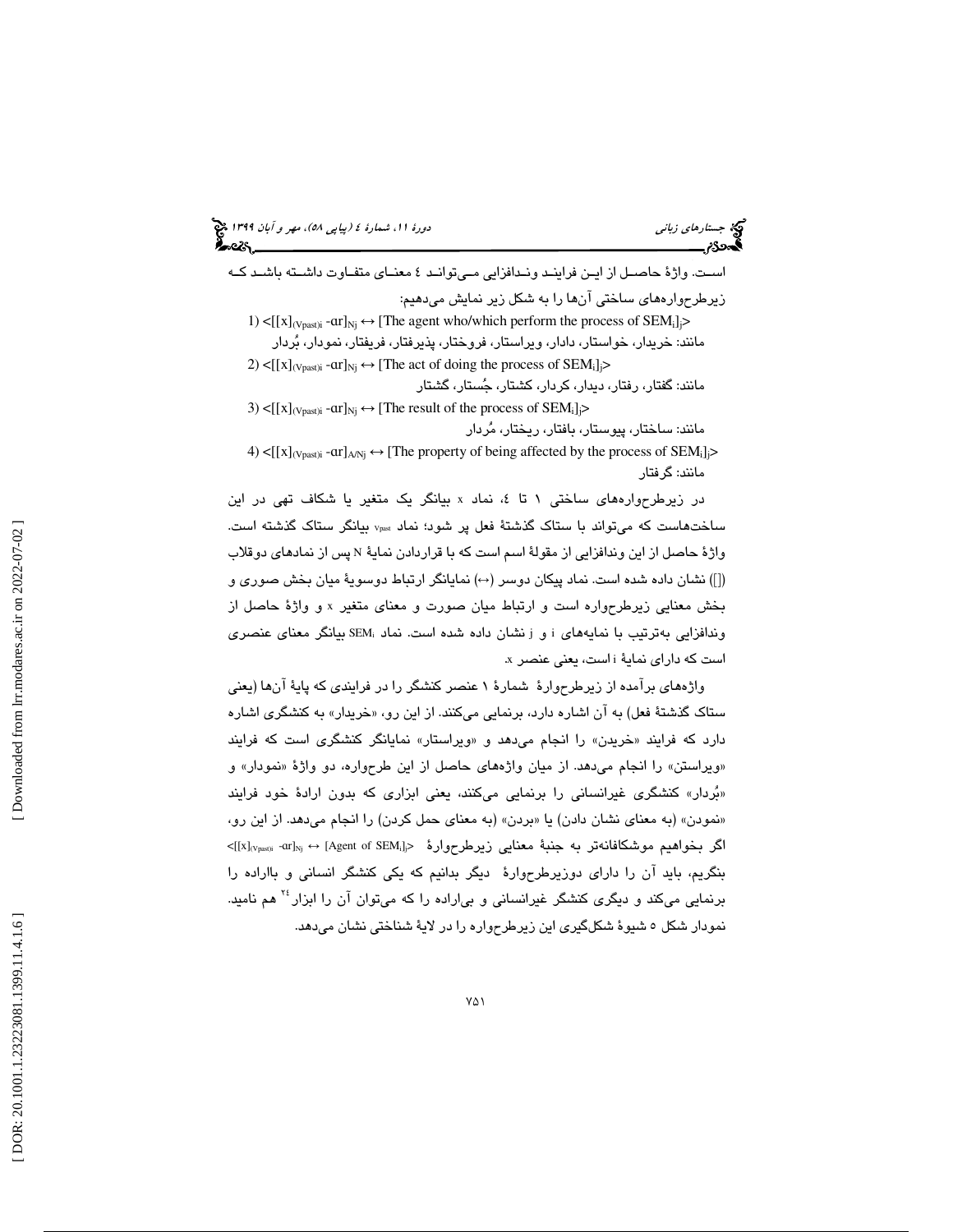است. واژهٔ حاصل از این فرایند وندافزایی می‌تواند ٤ معنای متفاوت داشته باشد که زیرطرحواره‌های ساختی آن‌ها را به شکل زیر نمایش می‌دهیم:

1) $<[[x]_{(Vpast)i}\text{ -ɑr}]_{Nj} \leftrightarrow$ [The agent who/which perform the process of $SEM_i]_j>$

مانند: خریدار، خواستار، دادار، ویراستار، فروختار، پذیرفتار، فریفتار، نمودار، بُردار

2) $<[[x]_{(Vpast)i}\text{ -ɑr}]_{Nj} \leftrightarrow$ [The act of doing the process of $SEM_i]_j>$

مانند: گفتار، رفتار، دیدار، کردار، کشتار، جُستار، گشتار

3) $<[[x]_{(Vpast)i}\text{ -ɑr}]_{Nj} \leftrightarrow$ [The result of the process of $SEM_i]_j>$

مانند: ساختار، پیوستار، بافتار، ریختار، مُردار

4) $<[[x]_{(Vpast)i}\text{ -ɑr}]_{A/Nj} \leftrightarrow$ [The property of being affected by the process of $SEM_i]_j>$

مانند: گرفتار

در زیرطرحواره‌های ساختی ١ تا ٤، نماد x بیانگر یک متغیر یا شکاف تهی در این ساخت‌هاست که می‌تواند با ستاک گذشتهٔ فعل پر شود؛ نماد $_{Vpast}$ بیانگر ستاک گذشته است. واژهٔ حاصل از این وندافزایی از مقولهٔ اسم است که با قراردادن نمایهٔ N پس از نمادهای دوقلاب ([]) نشان داده شده است. نماد پیکان دوسر (↔) نمایانگر ارتباط دوسویهٔ میان بخش صوری و بخش معنایی زیرطرحواره است و ارتباط میان صورت و معنای متغیر x و واژهٔ حاصل از وندافزایی به‌ترتیب با نمایه‌های i و j نشان داده شده است. نماد $SEM_i$ بیانگر معنای عنصری است که دارای نمایهٔ i است، یعنی عنصر x.

واژه‌های برآمده از زیرطرحوارهٔ شمارهٔ ١ عنصر کنشگر را در فرایندی که پایهٔ آن‌ها (یعنی ستاک گذشتهٔ فعل) به آن اشاره دارد، برنمایی می‌کنند. از این رو، «خریدار» به کنشگری اشاره دارد که فرایند «خریدن» را انجام می‌دهد و «ویراستار» نمایانگر کنشگری است که فرایند «ویراستن» را انجام می‌دهد. از میان واژه‌های حاصل از این طرحواره، دو واژهٔ «نمودار» و «بُردار» کنشگری غیرانسانی را برنمایی می‌کنند، یعنی ابزاری که بدون ارادهٔ خود فرایند «نمودن» (به معنای نشان دادن) یا «بردن» (به معنای حمل کردن) را انجام می‌دهد. از این رو، اگر بخواهیم موشکافانه‌تر به جنبهٔ معنایی زیرطرحوارهٔ $<[[x]_{(Vpast)i}\text{ -ɑr}]_{Nj} \leftrightarrow$ [Agent of $SEM_i]_j>$ بنگریم، باید آن را دارای دوزیرطرحوارهٔ دیگر بدانیم که یکی کنشگر انسانی و بااراده را برنمایی می‌کند و دیگری کنشگر غیرانسانی و بی‌اراده را که می‌توان آن را ابزار[24] هم نامید. نمودار شکل ٥ شیوهٔ شکل‌گیری این زیرطرحواره را در لایهٔ شناختی نشان می‌دهد.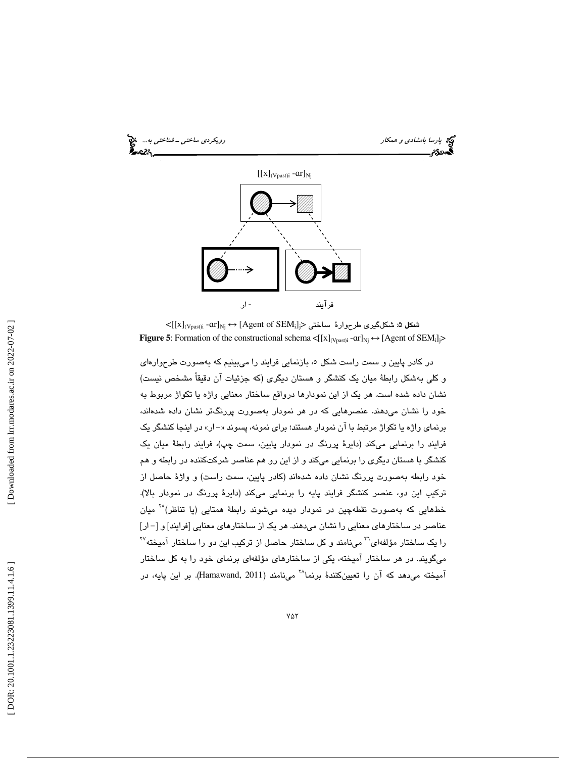$[[x]_{(Vpast)i} \text{ -ɑr}]_{Nj}$

فرآیند　　　　　　　　　- ار

**شکل ۵**: شکل‌گیری طرح‌وارهٔ ساختی $<[[x]_{(Vpast)i} \text{ -ɑr}]_{Nj} \leftrightarrow [\text{Agent of } SEM_i]_j>$

**Figure 5**: Formation of the constructional schema $<[[x]_{(Vpast)i} \text{ -ɑr}]_{Nj} \leftrightarrow [\text{Agent of } SEM_i]_j>$

در کادر پایین و سمت راست شکل ۵، بازنمایی فرایند را می‌بینیم که به‌صورت طرح‌واره‌ای و کلی به‌شکل رابطهٔ میان یک کنشگر و هستان دیگری (که جزئیات آن دقیقاً مشخص نیست) نشان داده شده است. هر یک از این نمودارها درواقع ساختار معنایی واژه یا تکواژ مربوط به خود را نشان می‌دهند. عنصرهایی که در هر نمودار به‌صورت پررنگ‌تر نشان داده شده‌اند، برنمای واژه یا تکواژ مرتبط با آن نمودار هستند؛ برای نمونه، پسوند «- ار» در اینجا کنشگر یک فرایند را برنمایی می‌کند (دایرهٔ پررنگ در نمودار پایین، سمت چپ)، فرایند رابطهٔ میان یک کنشگر با هستان دیگری را برنمایی می‌کند و از این رو هم عناصر شرکت‌کننده در رابطه و هم خود رابطه به‌صورت پررنگ نشان داده شده‌اند (کادر پایین، سمت راست) و واژهٔ حاصل از ترکیب این دو، عنصر کنشگر فرایند پایه را برنمایی می‌کند (دایرهٔ پررنگ در نمودار بالا). خط‌هایی که به‌صورت نقطه‌چین در نمودار دیده می‌شوند رابطهٔ همتایی (یا تناظر)[25] میان عناصر در ساختارهای معنایی را نشان می‌دهند. هر یک از ساختارهای معنایی [فرایند] و [- ار] را یک ساختار مؤلفه‌ای[26] می‌نامند و کل ساختار حاصل از ترکیب این دو را ساختار آمیخته[27] می‌گویند. در هر ساختار آمیخته، یکی از ساختارهای مؤلفه‌ای برنمای خود را به کل ساختار آمیخته می‌دهد که آن را تعیین‌کنندهٔ برنما[28] می‌نامند (Hamawand, 2011). بر این پایه، در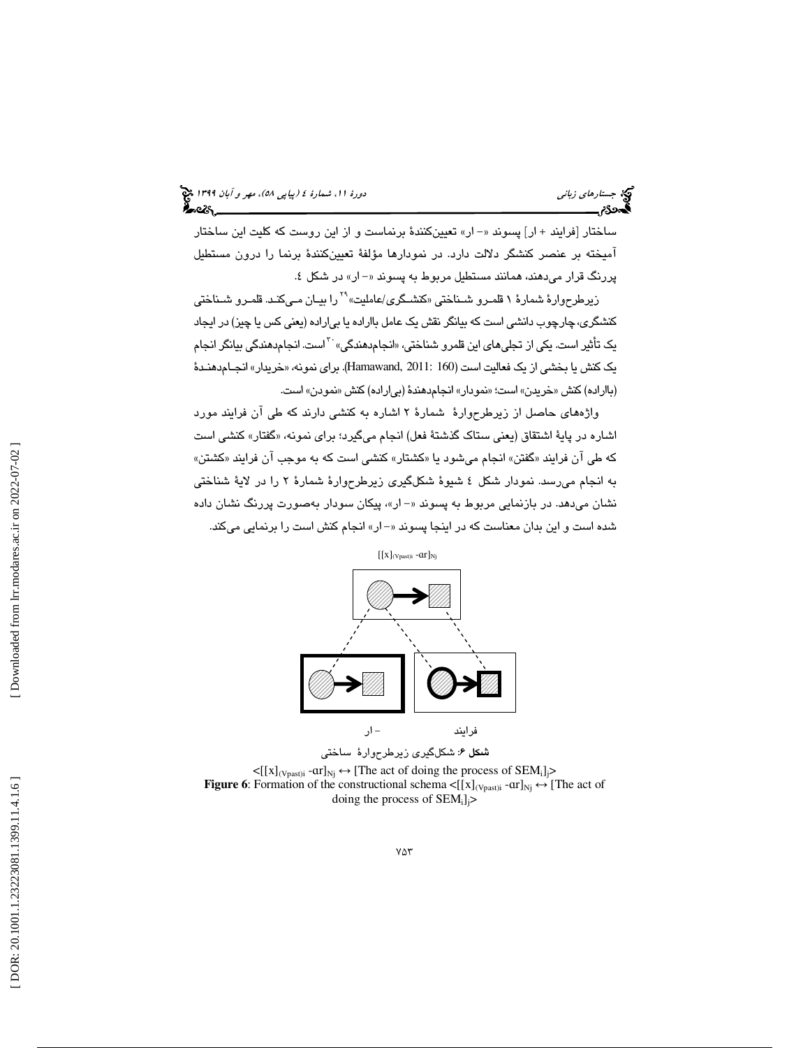ساختار [فرایند + ار] پسوند «- ار» تعیین‌کنندهٔ برنماست و از این روست که کلیت این ساختار آمیخته بر عنصر کنشگر دلالت دارد. در نمودارها مؤلفهٔ تعیین‌کنندهٔ برنما را درون مستطیل پررنگ قرار می‌دهند، همانند مستطیل مربوط به پسوند «- ار» در شکل ٤.

زیرطرح‌وارهٔ شمارهٔ ١ قلمرو شناختی «کنشگری/عاملیت»[٢٩] را بیان می‌کند. قلمرو شناختی کنشگری، چارچوب دانشی است که بیانگر نقش یک عامل بااراده یا بی‌اراده (یعنی کس یا چیز) در ایجاد یک تأثیر است. یکی از تجلی‌های این قلمرو شناختی، «انجام‌دهندگی»[٣٠] است. انجام‌دهندگی بیانگر انجام یک کنش یا بخشی از یک فعالیت است (Hamawand, 2011: 160). برای نمونه، «خریدار» انجام‌دهندهٔ (بااراده) کنش «خریدن» است؛ «نمودار» انجام‌دهندهٔ (بی‌اراده) کنش «نمودن» است.

واژه‌های حاصل از زیرطرح‌وارهٔ شمارهٔ ٢ اشاره به کنشی دارند که طی آن فرایند مورد اشاره در پایهٔ اشتقاق (یعنی ستاک گذشتهٔ فعل) انجام می‌گیرد؛ برای نمونه، «گفتار» کنشی است که طی آن فرایند «گفتن» انجام می‌شود یا «کشتار» کنشی است که به موجب آن فرایند «کشتن» به انجام می‌رسد. نمودار شکل ٤ شیوهٔ شکل‌گیری زیرطرح‌وارهٔ شمارهٔ ٢ را در لایهٔ شناختی نشان می‌دهد. در بازنمایی مربوط به پسوند «- ار»، پیکان سودار به‌صورت پررنگ نشان داده شده است و این بدان معناست که در اینجا پسوند «- ار» انجام کنش است را برنمایی می‌کند.

$[[x]_{(Vpast)i}\ \text{-ar}]_{Nj}$

فرایند &nbsp;&nbsp;&nbsp;&nbsp; - ار

**شکل ۶**: شکل‌گیری زیرطرح‌وارهٔ ساختی

$<[[x]_{(Vpast)i}\ \text{-ar}]_{Nj} \leftrightarrow$ [The act of doing the process of $\text{SEM}_i]_j>$

**Figure 6**: Formation of the constructional schema $<[[x]_{(Vpast)i}\ \text{-ar}]_{Nj} \leftrightarrow$ [The act of doing the process of $\text{SEM}_i]_j>$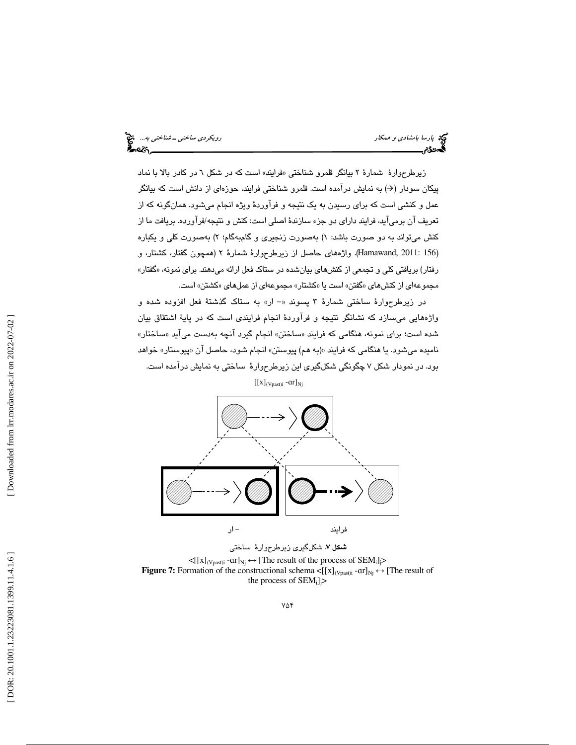زیرطرح‌وارۀ شمارۀ ۲ بیانگر قلمرو شناختی «فرایند» است که در شکل ٦ در کادر بالا با نماد پیکان سودار (→) به نمایش درآمده است. قلمرو شناختی فرایند، حوزه‌ای از دانش است که بیانگر عمل و کنشی است که برای رسیدن به یک نتیجه و فرآوردۀ ویژه انجام می‌شود. همان‌گونه که از تعریف آن برمی‌آید، فرایند دارای دو جزء سازندۀ اصلی است: کنش و نتیجه/فرآورده. بریافت ما از کنش می‌تواند به دو صورت باشد: ۱) به‌صورت زنجیری و گام‌به‌گام؛ ۲) به‌صورت کلی و یکباره (Hamawand, 2011: 156). واژه‌های حاصل از زیرطرح‌وارۀ شمارۀ ۲ (همچون گفتار، کشتار، و رفتار) بریافتی کلی و تجمعی از کنش‌های بیان‌شده در ستاک فعل ارائه می‌دهند. برای نمونه، «گفتار» مجموعه‌ای از کنش‌های «گفتن» است یا «کشتار» مجموعه‌ای از عمل‌های «کشتن» است.

در زیرطرح‌وارۀ ساختی شمارۀ ۳ پسوند «- ار» به ستاک گذشتۀ فعل افزوده شده و واژه‌هایی می‌سازد که نشانگر نتیجه و فرآوردۀ انجام فرایندی است که در پایۀ اشتقاق بیان شده است؛ برای نمونه، هنگامی که فرایند «ساختن» انجام گیرد آنچه به‌دست می‌آید «ساختار» نامیده می‌شود. یا هنگامی که فرایند «(به هم) پیوستن» انجام شود، حاصل آن «پیوستار» خواهد بود. در نمودار شکل ۷ چگونگی شکل‌گیری این زیرطرح‌وارۀ ساختی به نمایش درآمده است.

$[[x]_{(Vpast)i}\ \text{-ar}]_{Nj}$

– ار &nbsp;&nbsp;&nbsp;&nbsp;&nbsp;&nbsp;&nbsp;&nbsp; فرایند

**شکل ۷.** شکل‌گیری زیرطرح‌وارۀ ساختی

$<[[x]_{(Vpast)i}\ \text{-ar}]_{Nj} \leftrightarrow$ [The result of the process of $SEM_i]_j>$

**Figure 7:** Formation of the constructional schema $<[[x]_{(Vpast)i}\ \text{-ar}]_{Nj} \leftrightarrow$ [The result of the process of $SEM_i]_j>$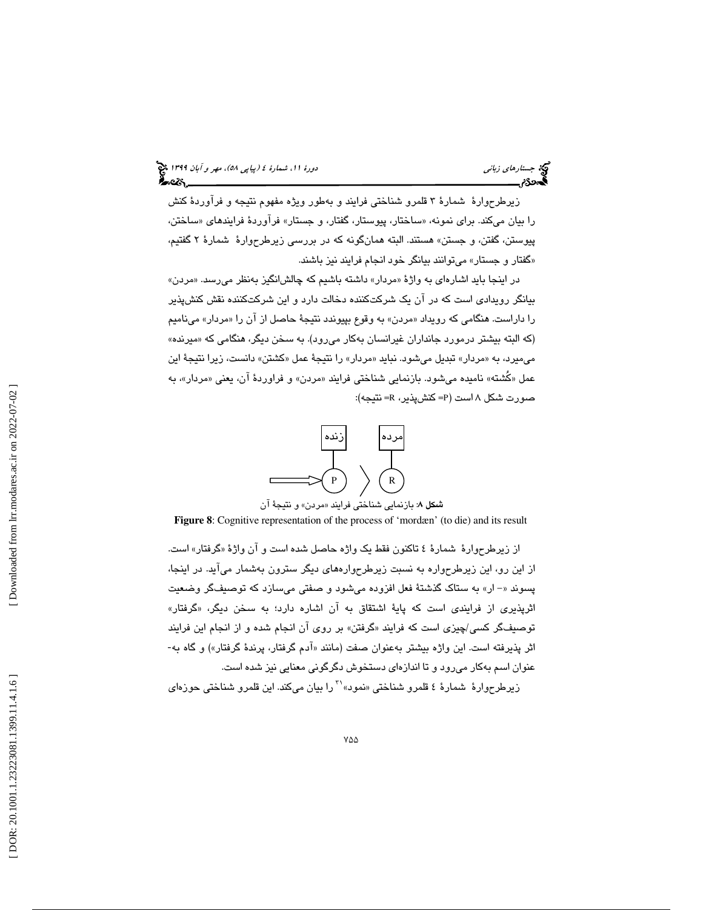زیرطرح‌وارهٔ شمارهٔ ۳ قلمرو شناختی فرایند و به‌طور ویژه مفهوم نتیجه و فرآوردهٔ کنش را بیان می‌کند. برای نمونه، «ساختار، پیوستار، گفتار، و جستار» فرآوردهٔ فرایندهای «ساختن، پیوستن، گفتن، و جستن» هستند. البته همان‌گونه که در بررسی زیرطرح‌وارهٔ شمارهٔ ۲ گفتیم، «گفتار و جستار» می‌توانند بیانگر خود انجام فرایند نیز باشند.

در اینجا باید اشاره‌ای به واژهٔ «مردار» داشته باشیم که چالش‌انگیز به‌نظر می‌رسد. «مردن» بیانگر رویدادی است که در آن یک شرکت‌کننده دخالت دارد و این شرکت‌کننده نقش کنش‌پذیر را داراست. هنگامی که رویداد «مردن» به وقوع بپیوندد نتیجهٔ حاصل از آن را «مردار» می‌نامیم (که البته بیشتر درمورد جانداران غیرانسان به‌کار می‌رود). به سخن دیگر، هنگامی که «میرنده» می‌میرد، به «مردار» تبدیل می‌شود. نباید «مردار» را نتیجهٔ عمل «کشتن» دانست، زیرا نتیجهٔ این عمل «کُشته» نامیده می‌شود. بازنمایی شناختی فرایند «مردن» و فراوردهٔ آن، یعنی «مردار»، به صورت شکل ۸ است (P= کنش‌پذیر، R= نتیجه):

**شکل ۸**: بازنمایی شناختی فرایند «مردن» و نتیجهٔ آن

**Figure 8**: Cognitive representation of the process of 'mordæn' (to die) and its result

از زیرطرح‌وارهٔ شمارهٔ ٤ تاکنون فقط یک واژه حاصل شده است و آن واژهٔ «گرفتار» است. از این رو، این زیرطرح‌واره به نسبت زیرطرح‌واره‌های دیگر سترون به‌شمار می‌آید. در اینجا، پسوند «-ار» به ستاک گذشتهٔ فعل افزوده می‌شود و صفتی می‌سازد که توصیف‌گر وضعیت اثرپذیری از فرایندی است که پایهٔ اشتقاق به آن اشاره دارد؛ به سخن دیگر، «گرفتار» توصیف‌گر کسی/چیزی است که فرایند «گرفتن» بر روی آن انجام شده و از انجام این فرایند اثر پذیرفته است. این واژه بیشتر به‌عنوان صفت (مانند «آدم گرفتار، پرندهٔ گرفتار») و گاه به‌عنوان اسم به‌کار می‌رود و تا اندازه‌ای دستخوش دگرگونی معنایی نیز شده است.

زیرطرح‌وارهٔ شمارهٔ ٤ قلمرو شناختی «نمود»[31] را بیان می‌کند. این قلمرو شناختی حوزه‌ای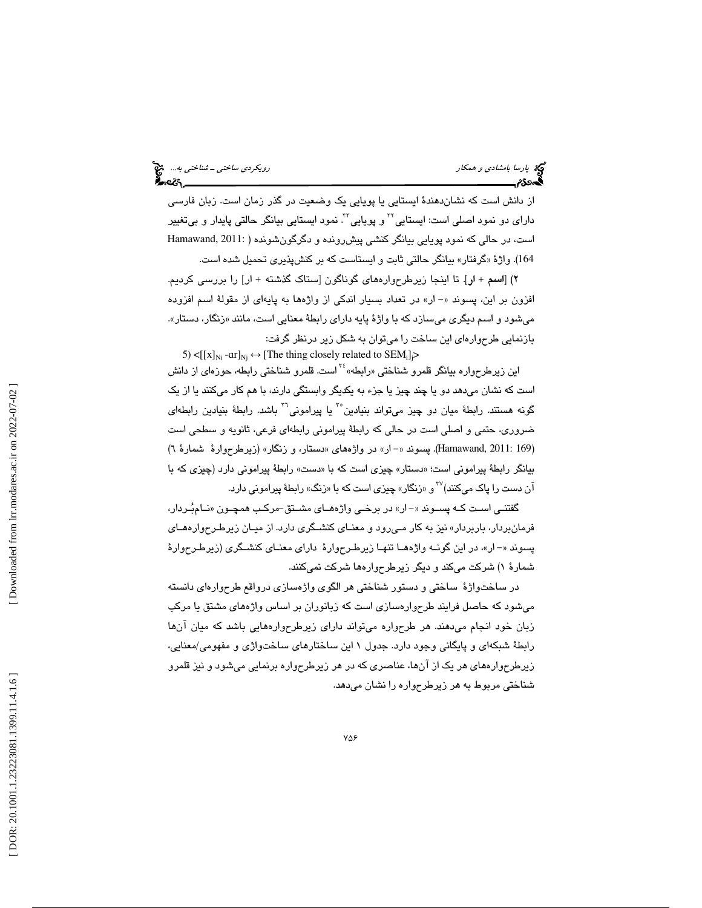از دانش است که نشان‌دهندۀ ایستایی یا پویایی یک وضعیت در گذر زمان است. زبان فارسی دارای دو نمود اصلی است: ایستایی[32] و پویایی[33]. نمود ایستایی بیانگر حالتی پایدار و بی‌تغییر است، در حالی که نمود پویایی بیانگر کنشی پیش‌رونده و دگرگون‌شونده (Hamawand, 2011: 164). واژۀ «گرفتار» بیانگر حالتی ثابت و ایستاست که بر کنش‌پذیری تحمیل شده است.

**۲) [اسم + ار].** تا اینجا زیرطرحواره‌های گوناگون [ستاک گذشته + ار] را بررسی کردیم. افزون بر این، پسوند «- ار» در تعداد بسیار اندکی از واژه‌ها به پایه‌ای از مقولۀ اسم افزوده می‌شود و اسم دیگری می‌سازد که با واژۀ پایه دارای رابطۀ معنایی است، مانند «زنگار، دستار». بازنمایی طرحواره‌ای این ساخت را می‌توان به شکل زیر درنظر گرفت:

5) $<[[x]_{Ni}\ \text{-}\alpha r]_{Nj} \leftrightarrow [\text{The thing closely related to } SEM_i]_j>$

این زیرطرحواره بیانگر قلمرو شناختی «رابطه»[34] است. قلمرو شناختی رابطه، حوزه‌ای از دانش است که نشان می‌دهد دو یا چند چیز یا جزء به یکدیگر وابستگی دارند، با هم کار می‌کنند یا از یک گونه هستند. رابطۀ میان دو چیز می‌تواند بنیادین[35] یا پیرامونی[36] باشد. رابطۀ بنیادین رابطه‌ای ضروری، حتمی و اصلی است در حالی که رابطۀ پیرامونی رابطه‌ای فرعی، ثانویه و سطحی است (Hamawand, 2011: 169). پسوند «- ار» در واژه‌های «دستار، و زنگار» (زیرطرحوارۀ شمارۀ ٦) بیانگر رابطۀ پیرامونی است؛ «دستار» چیزی است که با «دست» رابطۀ پیرامونی دارد (چیزی که با آن دست را پاک می‌کنند)[37] و «زنگار» چیزی است که با «زنگ» رابطۀ پیرامونی دارد.

گفتنی است که پسوند «- ار» در برخی واژه‌های مشتق-مرکب همچون «نام‌بُردار، فرمان‌بردار، باربردار» نیز به کار می‌رود و معنای کنشگری دارد. از میان زیرطرحواره‌های پسوند «- ار»، در این گونه واژه‌ها تنها زیرطرحوارۀ دارای معنای کنشگری (زیرطرحوارۀ شمارۀ ۱) شرکت می‌کند و دیگر زیرطرحواره‌ها شرکت نمی‌کنند.

در ساخت‌واژۀ ساختی و دستور شناختی هر الگوی واژه‌سازی درواقع طرحواره‌ای دانسته می‌شود که حاصل فرایند طرحواره‌سازی است که زبانوران بر اساس واژه‌های مشتق یا مرکب زبان خود انجام می‌دهند. هر طرحواره می‌تواند دارای زیرطرحواره‌هایی باشد که میان آن‌ها رابطۀ شبکه‌ای و پایگانی وجود دارد. جدول ۱ این ساختارهای ساخت‌واژی و مفهومی/معنایی، زیرطرحواره‌های هر یک از آن‌ها، عناصری که در هر زیرطرحواره برنمایی می‌شود و نیز قلمرو شناختی مربوط به هر زیرطرحواره را نشان می‌دهد.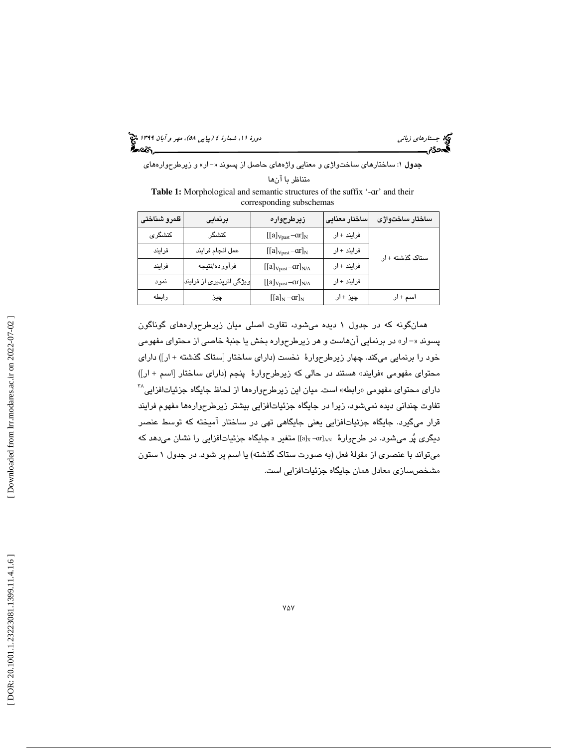**جدول ۱**: ساختارهای ساخت‌واژی و معنایی واژه‌های حاصل از پسوند «- ار» و زیرطرح‌واره‌های متناظر با آن‌ها

**Table 1:** Morphological and semantic structures of the suffix '-ɑr' and their corresponding subschemas

| ساختار ساخت‌واژی | ساختار معنایی | زیرطرح‌واره | برنمایی | قلمرو شناختی |
|---|---|---|---|---|
| ستاک گذشته + ار | فرایند + ار | $[[a]_{Vpast}-\text{ɑr}]_N$ | کنشگر | کنشگری |
| | فرایند + ار | $[[a]_{Vpast}-\text{ɑr}]_N$ | عمل انجام فرایند | فرایند |
| | فرایند + ار | $[[a]_{Vpast}-\text{ɑr}]_{N/A}$ | فرآورده/نتیجه | فرایند |
| | فرایند + ار | $[[a]_{Vpast}-\text{ɑr}]_{N/A}$ | ویژگی اثرپذیری از فرایند | نمود |
| اسم + ار | چیز + ار | $[[a]_N-\text{ɑr}]_N$ | چیز | رابطه |

همان‌گونه که در جدول ۱ دیده می‌شود، تفاوت اصلی میان زیرطرح‌واره‌های گوناگون پسوند «- ار» در برنمایی آن‌هاست و هر زیرطرح‌واره بخش یا جنبهٔ خاصی از محتوای مفهومی خود را برنمایی می‌کند. چهار زیرطرح‌وارهٔ نخست (دارای ساختار [ستاک گذشته + ار]) دارای محتوای مفهومی «فرایند» هستند در حالی که زیرطرح‌وارهٔ پنجم (دارای ساختار [اسم + ار]) دارای محتوای مفهومی «رابطه» است. میان این زیرطرح‌واره‌ها از لحاظ جایگاه جزئیات‌افزایی[۳۸] تفاوت چندانی دیده نمی‌شود، زیرا در جایگاه جزئیات‌افزایی بیشتر زیرطرح‌واره‌ها مفهوم فرایند قرار می‌گیرد. جایگاه جزئیات‌افزایی یعنی جایگاهی تهی در ساختار آمیخته که توسط عنصر دیگری پُر می‌شود. در طرح‌وارهٔ $[[a]_X-\text{ɑr}]_{A/N}$ متغیر a جایگاه جزئیات‌افزایی را نشان می‌دهد که می‌تواند با عنصری از مقولهٔ فعل (به صورت ستاک گذشته) یا اسم پر شود. در جدول ۱ ستون مشخص‌سازی معادل همان جایگاه جزئیات‌افزایی است.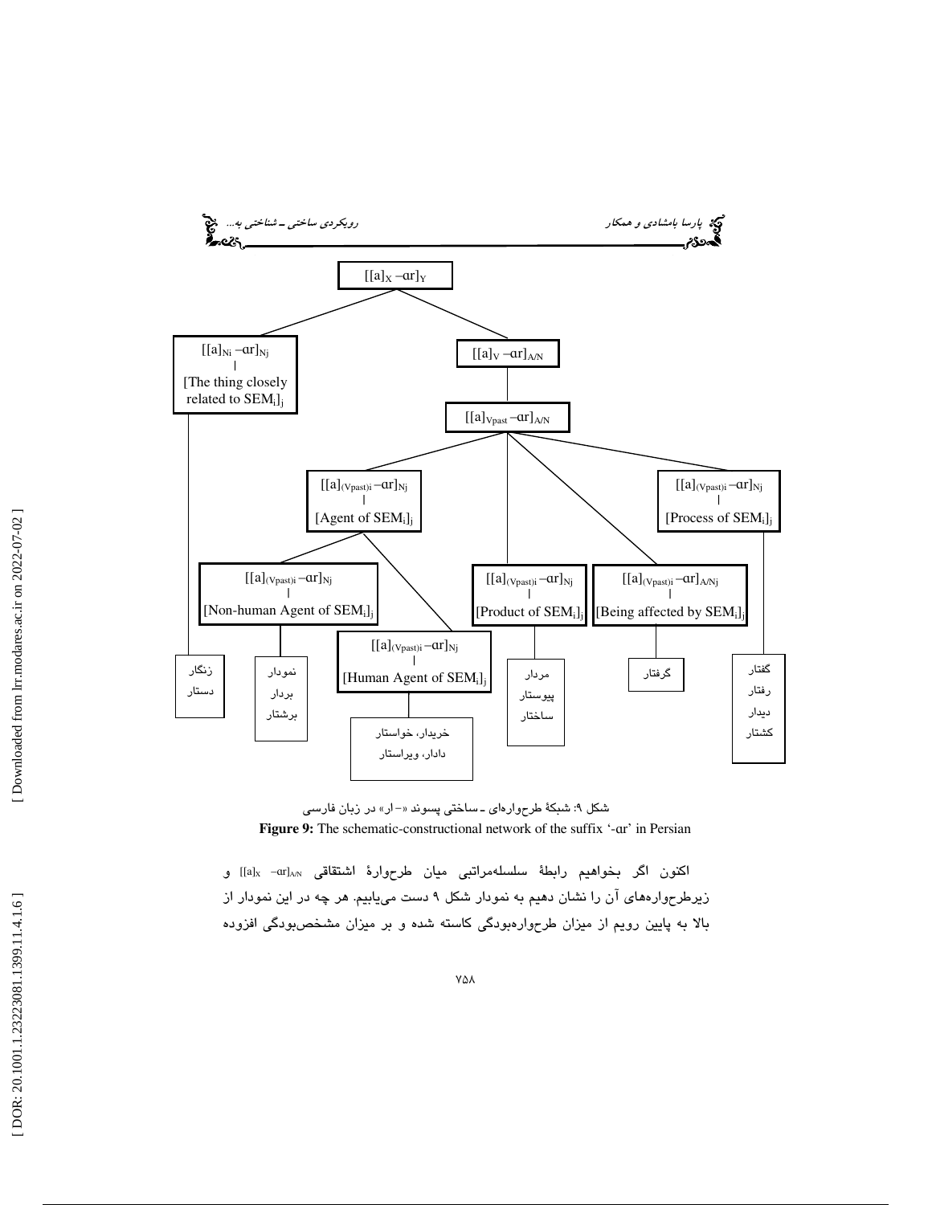$[[a]_X -\text{ɑr}]_Y$

$[[a]_{Ni} -\text{ɑr}]_{Nj}$ | [The thing closely related to $SEM_i]_j$

$[[a]_V -\text{ɑr}]_{A/N}$

$[[a]_{Vpast} -\text{ɑr}]_{A/N}$

$[[a]_{(Vpast)i} -\text{ɑr}]_{Nj}$ | [Agent of $SEM_i]_j$

$[[a]_{(Vpast)i} -\text{ɑr}]_{Nj}$ | [Process of $SEM_i]_j$

$[[a]_{(Vpast)i} -\text{ɑr}]_{Nj}$ | [Non-human Agent of $SEM_i]_j$

$[[a]_{(Vpast)i} -\text{ɑr}]_{Nj}$ | [Product of $SEM_i]_j$

$[[a]_{(Vpast)i} -\text{ɑr}]_{A/Nj}$ | [Being affected by $SEM_i]_j$

$[[a]_{(Vpast)i} -\text{ɑr}]_{Nj}$ | [Human Agent of $SEM_i]_j$

زنگار، دستار

نمودار، بردار، برشتار

خریدار، خواستار، دادار، ویراستار

مردار، پیوستار، ساختار

گرفتار

گفتار، رفتار، دیدار، کشتار

شکل ۹: شبکهٔ طرح‌واره‌ای ـ ساختی پسوند «-ار» در زبان فارسی

**Figure 9:** The schematic-constructional network of the suffix '-ɑr' in Persian

اکنون اگر بخواهیم رابطهٔ سلسله‌مراتبی میان طرح‌وارهٔ اشتقاقی $[[a]_X -\text{ɑr}]_{A/N}$ و زیرطرح‌واره‌های آن را نشان دهیم به نمودار شکل ۹ دست می‌یابیم. هر چه در این نمودار از بالا به پایین رویم از میزان طرح‌واره‌بودگی کاسته شده و بر میزان مشخص‌بودگی افزوده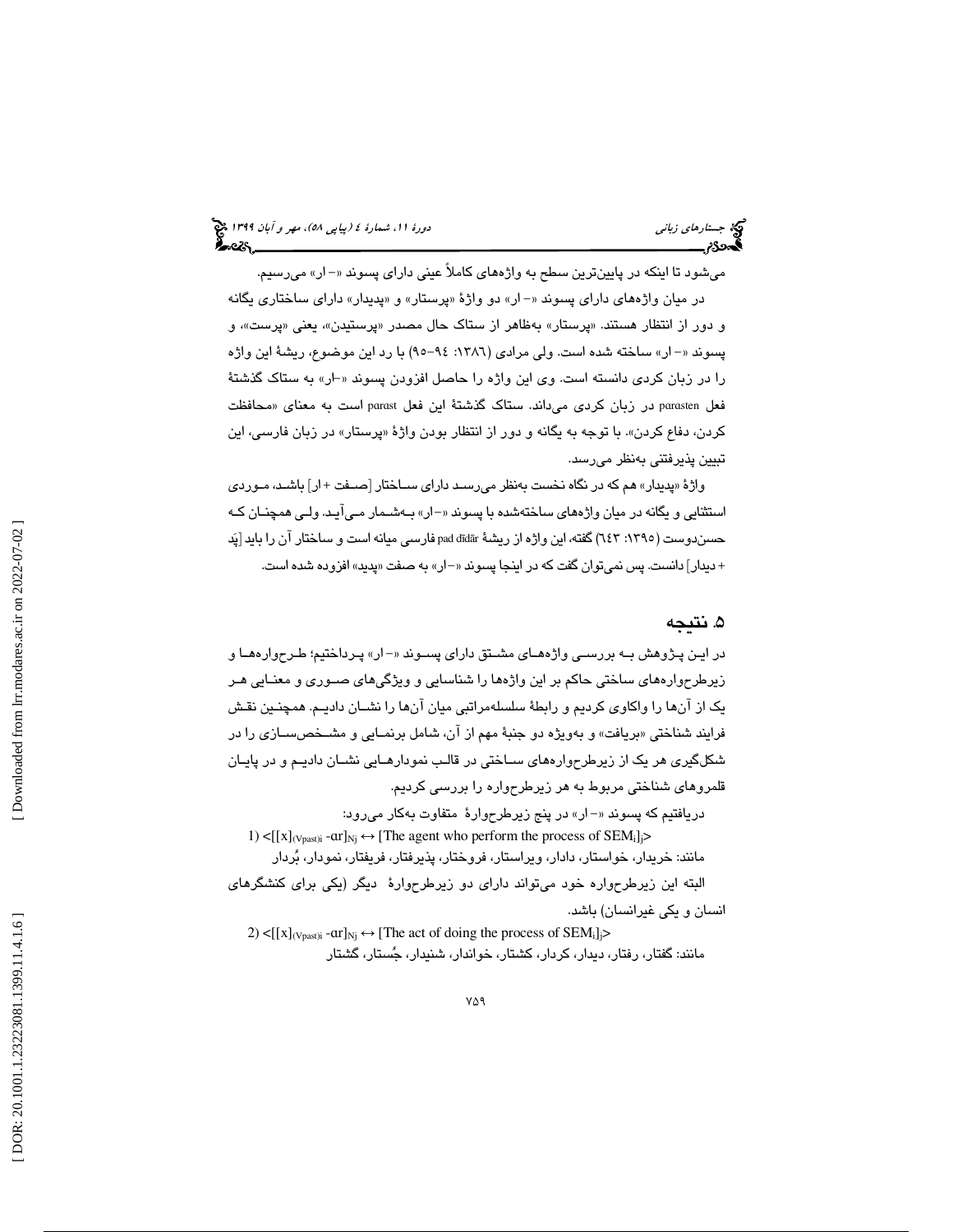می‌شود تا اینکه در پایین‌ترین سطح به واژه‌های کاملاً عینی دارای پسوند «– ار» می‌رسیم.

در میان واژه‌های دارای پسوند «– ار» دو واژهٔ «پرستار» و «پدیدار» دارای ساختاری یگانه و دور از انتظار هستند. «پرستار» به‌ظاهر از ستاک حال مصدر «پرستیدن»، یعنی «پرست»، و پسوند «– ار» ساخته شده است. ولی مرادی (۱۳۸۶: ۹۴–۹۵) با رد این موضوع، ریشهٔ این واژه را در زبان کردی دانسته است. وی این واژه را حاصل افزودن پسوند «–ار» به ستاک گذشتهٔ فعل parasten در زبان کردی می‌داند. ستاک گذشتهٔ این فعل parast است به معنای «محافظت کردن، دفاع کردن». با توجه به یگانه و دور از انتظار بودن واژهٔ «پرستار» در زبان فارسی، این تبیین پذیرفتنی به‌نظر می‌رسد.

واژهٔ «پدیدار» هم که در نگاه نخست به‌نظر می‌رسد دارای ساختار [صفت + ار] باشد، موردی استثنایی و یگانه در میان واژه‌های ساخته‌شده با پسوند «– ار» به‌شمار می‌آید. ولی همچنان که حسن‌دوست (۱۳۹۵: ٦٤٣) گفته، این واژه از ریشهٔ pad dīdār فارسی میانه است و ساختار آن را باید [پَد + دیدار] دانست. پس نمی‌توان گفت که در اینجا پسوند «– ار» به صفت «پدید» افزوده شده است.

## ۵. نتیجه

در این پژوهش به بررسی واژه‌های مشتق دارای پسوند «– ار» پرداختیم؛ طرح‌واره‌ها و زیرطرح‌واره‌های ساختی حاکم بر این واژه‌ها را شناسایی و ویژگی‌های صوری و معنایی هر یک از آن‌ها را واکاوی کردیم و رابطهٔ سلسله‌مراتبی میان آن‌ها را نشان دادیم. همچنین نقش فرایند شناختی «بریافت» و به‌ویژه دو جنبهٔ مهم از آن، شامل برنمایی و مشخص‌سازی را در شکل‌گیری هر یک از زیرطرح‌واره‌های ساختی در قالب نمودارهایی نشان دادیم و در پایان قلمروهای شناختی مربوط به هر زیرطرح‌واره را بررسی کردیم.

دریافتیم که پسوند «– ار» در پنج زیرطرح‌وارهٔ متفاوت به‌کار می‌رود:

1) $<[[x]_{(Vpast)i}\ \text{-ar}]_{Nj} \leftrightarrow$ [The agent who perform the process of $SEM_i]_j>$

مانند: خریدار، خواستار، دادار، ویراستار، فروختار، پذیرفتار، فریفتار، نمودار، بُردار

البته این زیرطرح‌واره خود می‌تواند دارای دو زیرطرح‌وارهٔ دیگر (یکی برای کنشگرهای انسان و یکی غیرانسان) باشد.

2) $<[[x]_{(Vpast)i}\ \text{-ar}]_{Nj} \leftrightarrow$ [The act of doing the process of $SEM_i]_j>$

مانند: گفتار، رفتار، دیدار، کردار، کشتار، خواندار، شنیدار، جُستار، گشتار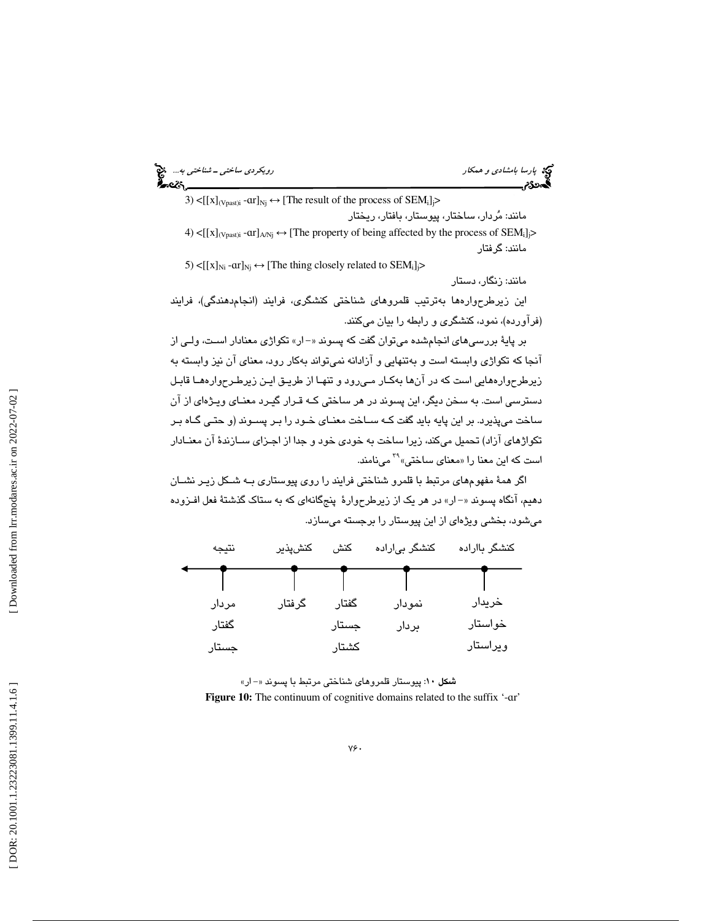3) $<[[x]_{(Vpast)i}\text{ -ɑr}]_{Nj} \leftrightarrow$ [The result of the process of $SEM_i$]$_j>$

مانند: مُردار، ساختار، پیوستار، بافتار، ریختار

4) $<[[x]_{(Vpast)i}\text{ -ɑr}]_{A/Nj} \leftrightarrow$ [The property of being affected by the process of $SEM_i$]$_j>$

مانند: گرفتار

5) $<[[x]_{Ni}\text{ -ɑr}]_{Nj} \leftrightarrow$ [The thing closely related to $SEM_i$]$_j>$

مانند: زنگار، دستار

این زیرطرح‌واره‌ها به‌ترتیب قلمروهای شناختی کنشگری، فرایند (انجام‌دهندگی)، فرایند (فرآورده)، نمود، کنشگری و رابطه را بیان می‌کنند.

بر پایهٔ بررسی‌های انجام‌شده می‌توان گفت که پسوند «- ار» تکواژی معنادار است، ولی از آنجا که تکواژی وابسته است و به‌تنهایی و آزادانه نمی‌تواند به‌کار رود، معنای آن نیز وابسته به زیرطرح‌واره‌هایی است که در آن‌ها به‌کار می‌رود و تنها از طریق این زیرطرح‌واره‌ها قابل دسترسی است. به سخن دیگر، این پسوند در هر ساختی که قرار گیرد معنای ویژه‌ای از آن ساخت می‌پذیرد. بر این پایه باید گفت که ساخت معنای خود را بر پسوند (و حتی گاه بر تکواژهای آزاد) تحمیل می‌کند، زیرا ساخت به خودی خود و جدا از اجزای سازندهٔ آن معنادار است که این معنا را «معنای ساختی»[39] می‌نامند.

اگر همهٔ مفهوم‌های مرتبط با قلمرو شناختی فرایند را روی پیوستاری به شکل زیر نشان دهیم، آنگاه پسوند «- ار» در هر یک از زیرطرح‌وارهٔ پنج‌گانه‌ای که به ستاک گذشتهٔ فعل افزوده می‌شود، بخشی ویژه‌ای از این پیوستار را برجسته می‌سازد.

| کنشگر بااراده | کنشگر بی‌اراده | کنش | کنش‌پذیر | نتیجه |
|---|---|---|---|---|
| خریدار | نمودار | گفتار | گرفتار | مردار |
| خواستار | بردار | جستار | | گفتار |
| ویراستار | | کشتار | | جستار |

**شکل ۱۰**: پیوستار قلمروهای شناختی مرتبط با پسوند «- ار»

**Figure 10:** The continuum of cognitive domains related to the suffix '-ɑr'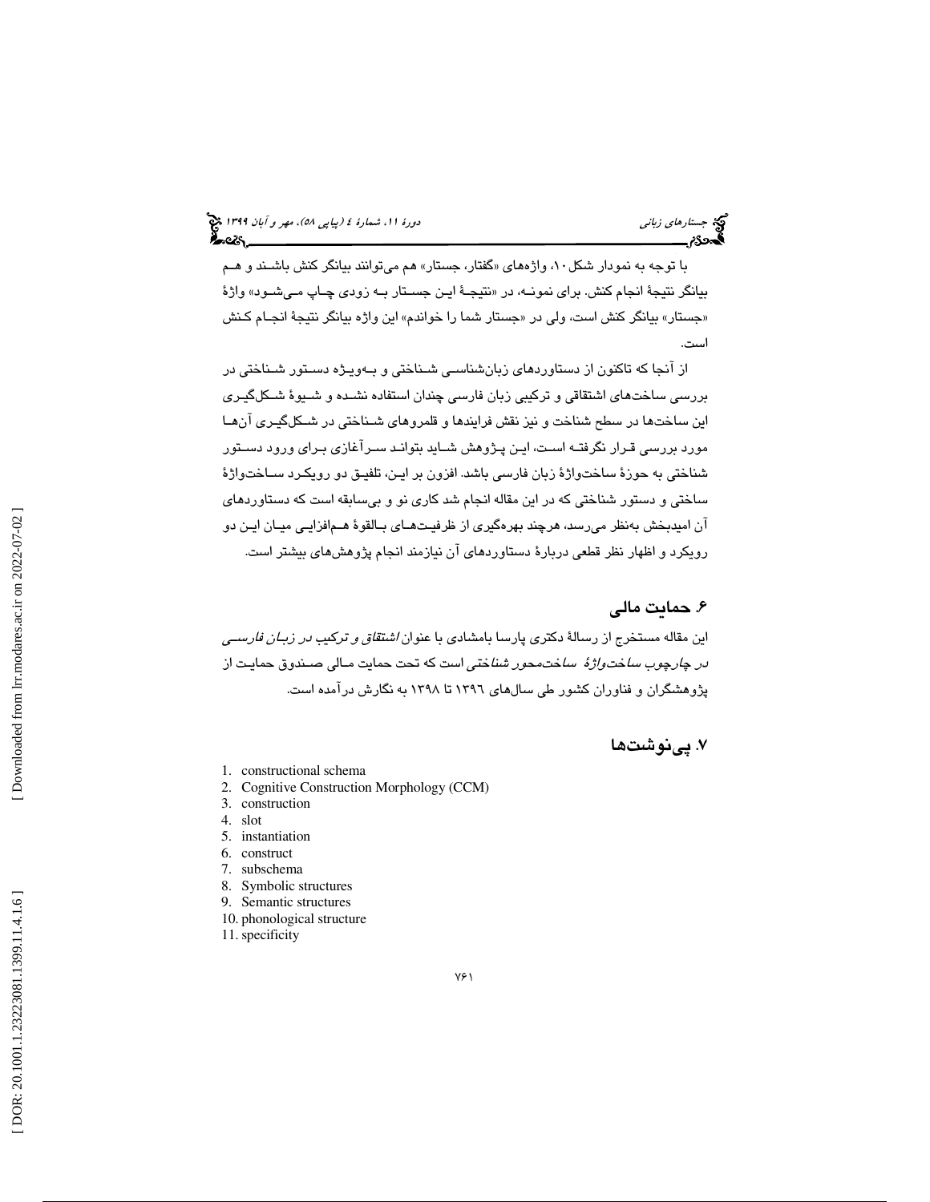با توجه به نمودار شکل ۱۰، واژه‌های «گفتار، جستار» هم می‌توانند بیانگر کنش باشند و هم بیانگر نتیجهٔ انجام کنش. برای نمونه، در «نتیجهٔ این جستار به زودی چاپ می‌شود» واژهٔ «جستار» بیانگر کنش است، ولی در «جستار شما را خواندم» این واژه بیانگر نتیجهٔ انجام کنش است.

از آنجا که تاکنون از دستاوردهای زبان‌شناسی شناختی و به‌ویژه دستور شناختی در بررسی ساخت‌های اشتقاقی و ترکیبی زبان فارسی چندان استفاده نشده و شیوهٔ شکل‌گیری این ساخت‌ها در سطح شناخت و نیز نقش فرایندها و قلمروهای شناختی در شکل‌گیری آن‌ها مورد بررسی قرار نگرفته است، این پژوهش شاید بتواند سرآغازی برای ورود دستور شناختی به حوزهٔ ساخت‌واژهٔ زبان فارسی باشد. افزون بر این، تلفیق دو رویکرد ساخت‌واژهٔ ساختی و دستور شناختی که در این مقاله انجام شد کاری نو و بی‌سابقه است که دستاوردهای آن امیدبخش به‌نظر می‌رسد، هرچند بهره‌گیری از ظرفیت‌های بالقوهٔ هم‌افزایی میان این دو رویکرد و اظهار نظر قطعی دربارهٔ دستاوردهای آن نیازمند انجام پژوهش‌های بیشتر است.

## ۶. حمایت مالی

این مقاله مستخرج از رسالهٔ دکتری پارسا بامشادی با عنوان *اشتقاق و ترکیب در زبان فارسی در چارچوب ساخت‌واژهٔ ساخت‌محور شناختی* است که تحت حمایت مالی صندوق حمایت از پژوهشگران و فناوران کشور طی سال‌های ۱۳۹۶ تا ۱۳۹۸ به نگارش درآمده است.

## ۷. پی‌نوشت‌ها

1. constructional schema
2. Cognitive Construction Morphology (CCM)
3. construction
4. slot
5. instantiation
6. construct
7. subschema
8. Symbolic structures
9. Semantic structures
10. phonological structure
11. specificity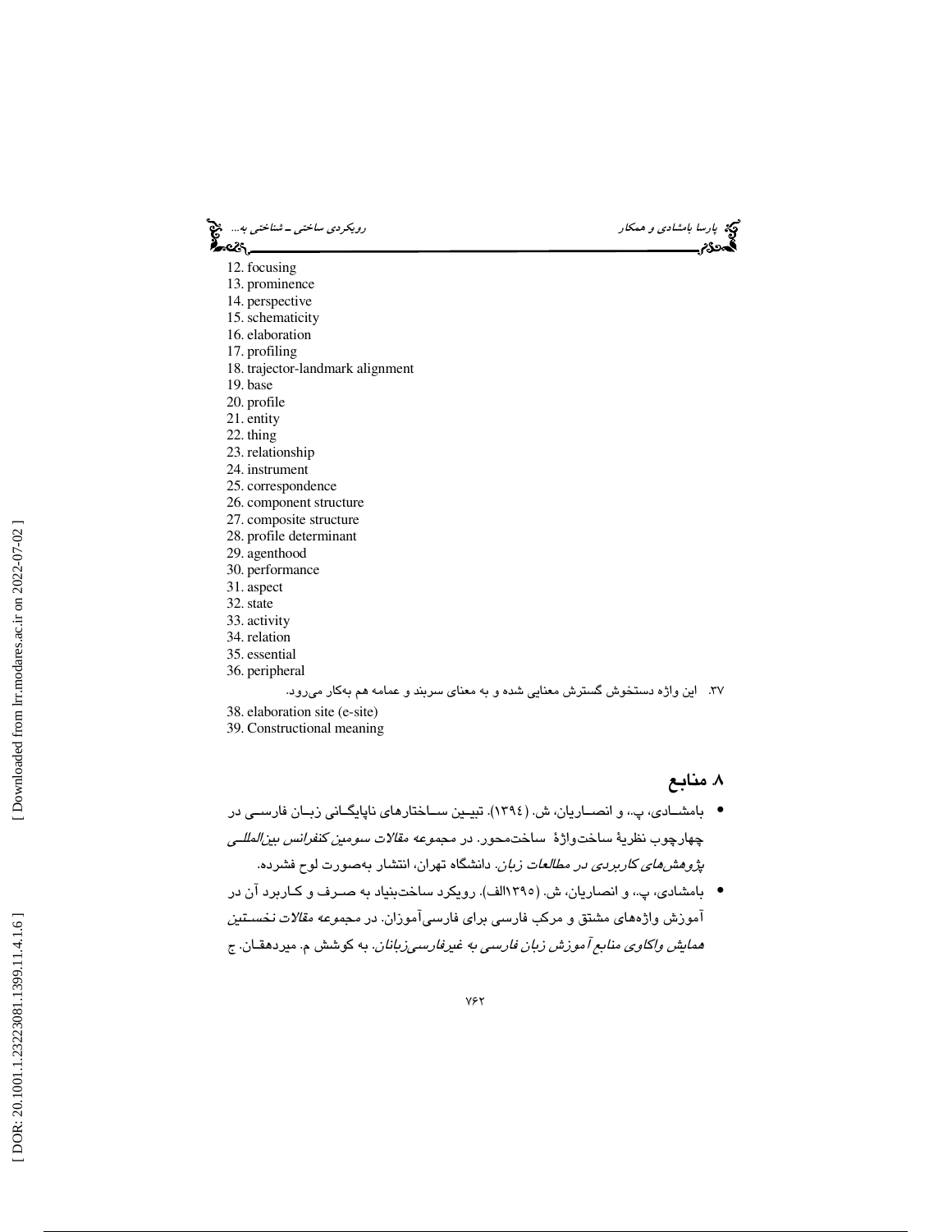12. focusing
13. prominence
14. perspective
15. schematicity
16. elaboration
17. profiling
18. trajector-landmark alignment
19. base
20. profile
21. entity
22. thing
23. relationship
24. instrument
25. correspondence
26. component structure
27. composite structure
28. profile determinant
29. agenthood
30. performance
31. aspect
32. state
33. activity
34. relation
35. essential
36. peripheral
۳۷. این واژه دستخوش گسترش معنایی شده و به معنای سربند و عمامه هم به‌کار می‌رود.
38. elaboration site (e-site)
39. Constructional meaning

## ۸. منابع

- بامشادی، پ.، و انصاریان، ش. (۱۳۹٤). تبیین ساختارهای ناپایگانی زبان فارسی در چهارچوب نظریهٔ ساخت‌واژهٔ ساخت‌محور. در مجموعه *مقالات سومین کنفرانس بین‌المللی پژوهش‌های کاربردی در مطالعات زبان*. دانشگاه تهران، انتشار به‌صورت لوح فشرده.
- بامشادی، پ.، و انصاریان، ش. (۱۳۹۵الف). رویکرد ساخت‌بنیاد به صرف و کاربرد آن در آموزش واژه‌های مشتق و مرکب فارسی برای فارسی‌آموزان. در مجموعه *مقالات نخستین همایش واکاوی منابع آموزش زبان فارسی به غیرفارسی‌زبانان*. به کوشش م. میردهقان. ج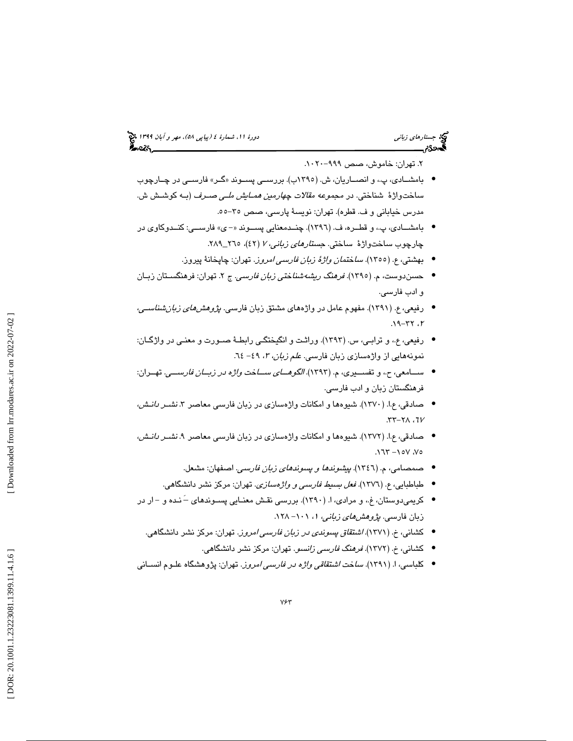۲. تهران: خاموش، صص ۹۹۹–۱۰۲۰.

- بامشادی، پ.، و انصاریان، ش. (۱۳۹۵ب). بررسی پسوند «گر» فارسی در چارچوب ساخت‌واژهٔ شناختی. در مجموعه *مقالات چهارمین همایش ملی صرف* (به کوشش ش. مدرس خیابانی و ف. قطره). تهران: نویسهٔ پارسی، صص ۳۵–۵۵.
- بامشادی، پ.، و قطره، ف. (۱۳۹٦). چندمعنایی پسوند «–ی» فارسی: کندوکاوی در چارچوب ساخت‌واژهٔ ساختی. *جستارهای زبانی*، ۷ (٤۲)، ۲٦۵_۲۸۹.
- بهشتی، ع. (۱۳۵۵). *ساختمان واژهٔ زبان فارسی امروز*. تهران: چاپخانهٔ پیروز.
- حسن‌دوست، م. (۱۳۹۵). *فرهنگ ریشه‌شناختی زبان فارسی*. ج ۲. تهران: فرهنگستان زبان و ادب فارسی.
- رفیعی، ع. (۱۳۹۱). مفهوم عامل در واژه‌های مشتق زبان فارسی. *پژوهش‌های زبان‌شناسی*، ۲، ۳۲–۱۹.
- رفیعی، ع.، و ترابی، س. (۱۳۹۳). وراثت و انگیختگی رابطهٔ صورت و معنی در واژگان: نمونه‌هایی از واژه‌سازی زبان فارسی. *علم زبان*، ۳، ٤۹– ٦٤.
- سامعی، ح.، و تفسیری، م. (۱۳۹۳). *الگوهای ساخت واژه در زبان فارسی*. تهران: فرهنگستان زبان و ادب فارسی.
- صادقی، ع.ا. (۱۳۷۰). شیوه‌ها و امکانات واژه‌سازی در زبان فارسی معاصر ۳. *نشر دانش*، ٦۷، ۲۸–۳۳.
- صادقی، ع.ا. (۱۳۷۲). شیوه‌ها و امکانات واژه‌سازی در زبان فارسی معاصر ۹. *نشر دانش*، ۷۵، ۱۵۷– ۱٦۳.
- صمصامی، م. (۱۳٤٦). *پیشوندها و پسوندهای زبان فارسی*. اصفهان: مشعل.
- طباطبایی، ع. (۱۳۷٦). *فعل بسیط فارسی و واژه‌سازی*. تهران: مرکز نشر دانشگاهی.
- کریمی‌دوستان، غ.، و مرادی، ا. (۱۳۹۰). بررسی نقش معنایی پسوندهای –َنده و –ار در زبان فارسی. *پژوهش‌های زبانی*، ۱، ۱۰۱– ۱۲۸.
- کشانی، خ. (۱۳۷۱). *اشتقاق پسوندی در زبان فارسی امروز*. تهران: مرکز نشر دانشگاهی.
- کشانی، خ. (۱۳۷۲). *فرهنگ فارسی زانسو*. تهران: مرکز نشر دانشگاهی.
- کلباسی، ا. (۱۳۹۱). *ساخت اشتقاقی واژه در فارسی امروز*. تهران: پژوهشگاه علوم انسانی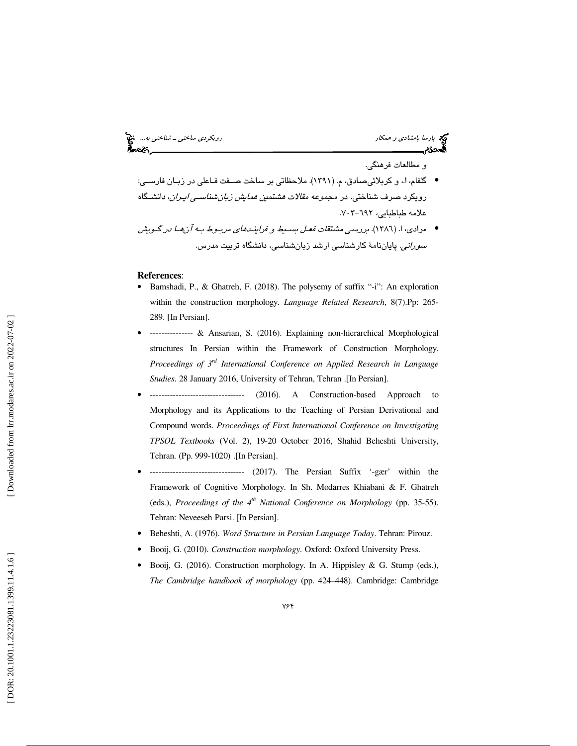و مطالعات فرهنگی.

- گلفام، ا.، و کربلائی‌صادق، م. (۱۳۹۱). ملاحظاتی بر ساخت صفت فاعلی در زبان فارسی: رویکرد صرف شناختی. در مجموعه *مقالات هشتمین همایش زبان‌شناسی ایران*، دانشگاه علامه طباطبایی، ۶۹۲-۷۰۳.
- مرادی، ا. (۱۳۸۶). *بررسی مشتقات فعل بسیط و فرایندهای مربوط به آن‌ها در گویش سورانی*. پایان‌نامهٔ کارشناسی ارشد زبان‌شناسی، دانشگاه تربیت مدرس.

**References**:

- Bamshadi, P., & Ghatreh, F. (2018). The polysemy of suffix "-i": An exploration within the construction morphology. *Language Related Research*, 8(7).Pp: 265-289. [In Persian].
- --------------- & Ansarian, S. (2016). Explaining non-hierarchical Morphological structures In Persian within the Framework of Construction Morphology. *Proceedings of 3rd International Conference on Applied Research in Language Studies*. 28 January 2016, University of Tehran, Tehran .[In Persian].
- --------------------------------- (2016). A Construction-based Approach to Morphology and its Applications to the Teaching of Persian Derivational and Compound words. *Proceedings of First International Conference on Investigating TPSOL Textbooks* (Vol. 2), 19-20 October 2016, Shahid Beheshti University, Tehran. (Pp. 999-1020) .[In Persian].
- --------------------------------- (2017). The Persian Suffix '-gær' within the Framework of Cognitive Morphology. In Sh. Modarres Khiabani & F. Ghatreh (eds.), *Proceedings of the 4th National Conference on Morphology* (pp. 35-55). Tehran: Neveeseh Parsi. [In Persian].
- Beheshti, A. (1976). *Word Structure in Persian Language Today*. Tehran: Pirouz.
- Booij, G. (2010). *Construction morphology*. Oxford: Oxford University Press.
- Booij, G. (2016). Construction morphology. In A. Hippisley & G. Stump (eds.), *The Cambridge handbook of morphology* (pp. 424–448). Cambridge: Cambridge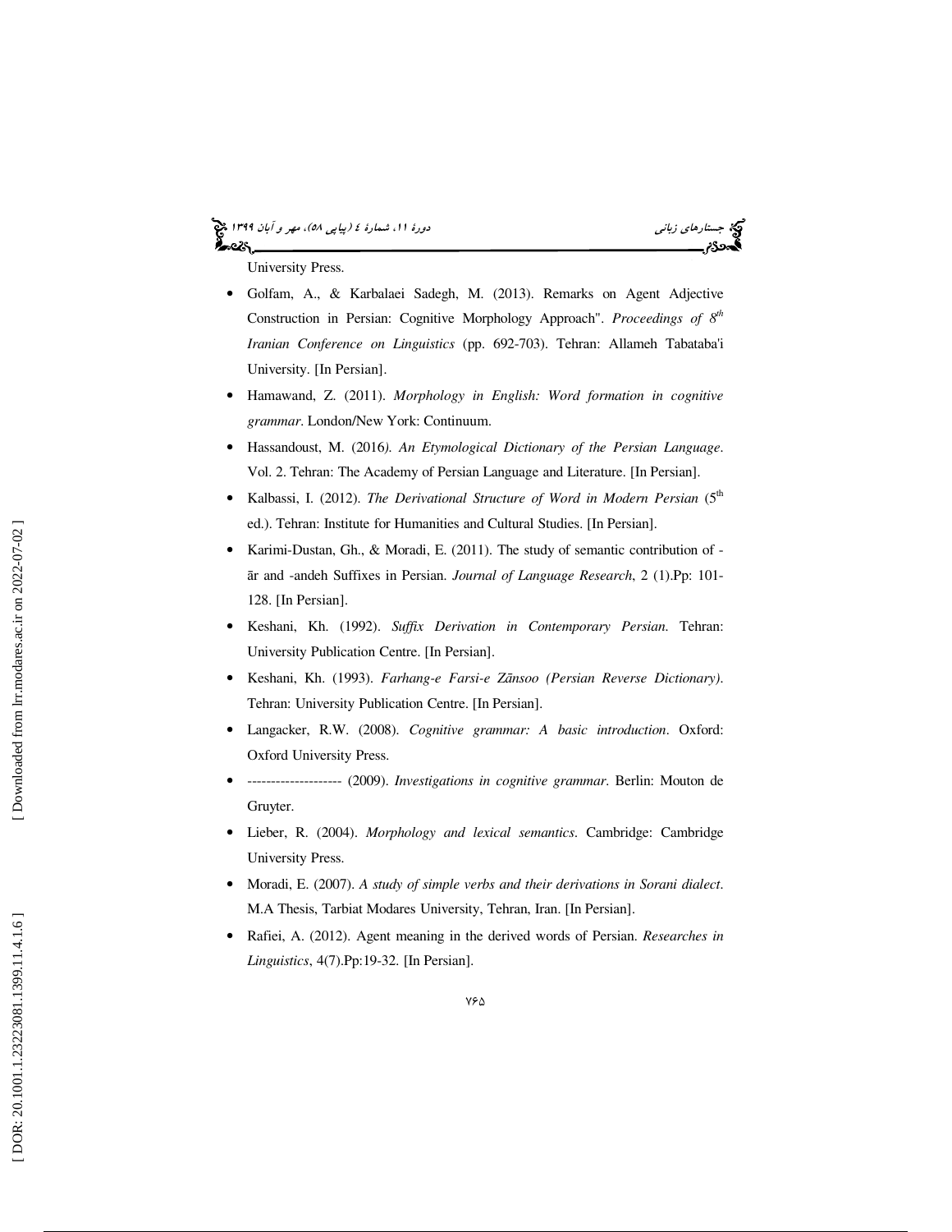University Press.

- Golfam, A., & Karbalaei Sadegh, M. (2013). Remarks on Agent Adjective Construction in Persian: Cognitive Morphology Approach". *Proceedings of 8th Iranian Conference on Linguistics* (pp. 692-703). Tehran: Allameh Tabataba'i University. [In Persian].
- Hamawand, Z. (2011). *Morphology in English: Word formation in cognitive grammar*. London/New York: Continuum.
- Hassandoust, M. (2016*). An Etymological Dictionary of the Persian Language*. Vol. 2. Tehran: The Academy of Persian Language and Literature. [In Persian].
- Kalbassi, I. (2012). *The Derivational Structure of Word in Modern Persian* (5th ed.). Tehran: Institute for Humanities and Cultural Studies. [In Persian].
- Karimi-Dustan, Gh., & Moradi, E. (2011). The study of semantic contribution of -ār and -andeh Suffixes in Persian. *Journal of Language Research*, 2 (1).Pp: 101-128. [In Persian].
- Keshani, Kh. (1992). *Suffix Derivation in Contemporary Persian*. Tehran: University Publication Centre. [In Persian].
- Keshani, Kh. (1993). *Farhang-e Farsi-e Zānsoo (Persian Reverse Dictionary)*. Tehran: University Publication Centre. [In Persian].
- Langacker, R.W. (2008). *Cognitive grammar: A basic introduction*. Oxford: Oxford University Press.
- -------------------- (2009). *Investigations in cognitive grammar*. Berlin: Mouton de Gruyter.
- Lieber, R. (2004). *Morphology and lexical semantics*. Cambridge: Cambridge University Press.
- Moradi, E. (2007). *A study of simple verbs and their derivations in Sorani dialect*. M.A Thesis, Tarbiat Modares University, Tehran, Iran. [In Persian].
- Rafiei, A. (2012). Agent meaning in the derived words of Persian. *Researches in Linguistics*, 4(7).Pp:19-32. [In Persian].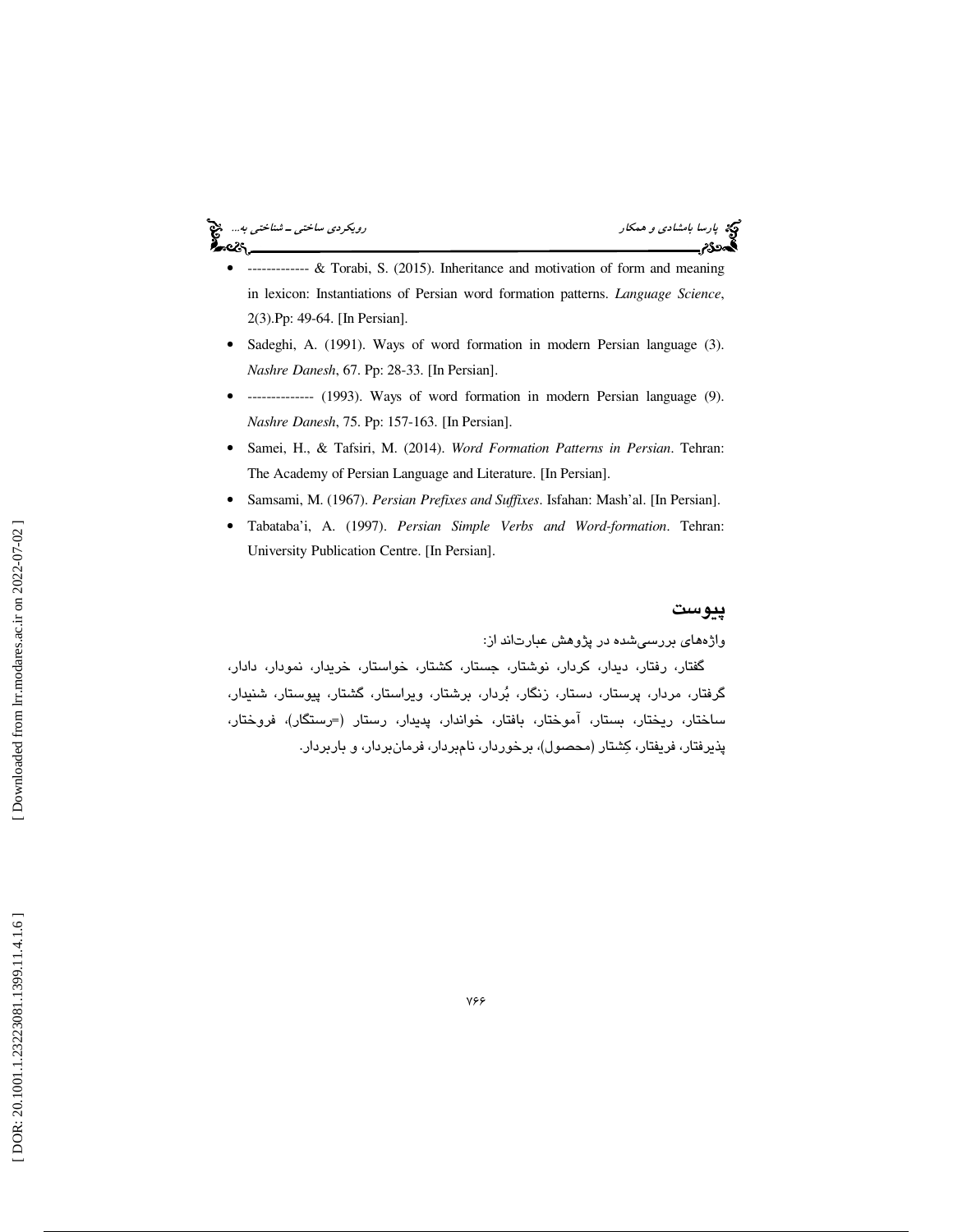- ------------- & Torabi, S. (2015). Inheritance and motivation of form and meaning in lexicon: Instantiations of Persian word formation patterns. *Language Science*, 2(3).Pp: 49-64. [In Persian].
- Sadeghi, A. (1991). Ways of word formation in modern Persian language (3). *Nashre Danesh*, 67. Pp: 28-33. [In Persian].
- -------------- (1993). Ways of word formation in modern Persian language (9). *Nashre Danesh*, 75. Pp: 157-163. [In Persian].
- Samei, H., & Tafsiri, M. (2014). *Word Formation Patterns in Persian*. Tehran: The Academy of Persian Language and Literature. [In Persian].
- Samsami, M. (1967). *Persian Prefixes and Suffixes*. Isfahan: Mash'al. [In Persian].
- Tabataba'i, A. (1997). *Persian Simple Verbs and Word-formation*. Tehran: University Publication Centre. [In Persian].

## پیوست

واژه‌های بررسی‌شده در پژوهش عبارت‌اند از:

گفتار، رفتار، دیدار، کردار، نوشتار، جستار، کشتار، خواستار، خریدار، نمودار، دادار، گرفتار، مردار، پرستار، دستار، زنگار، بُردار، برشتار، ویراستار، گشتار، پیوستار، شنیدار، ساختار، ریختار، بستار، آموختار، بافتار، خواندار، پدیدار، رستار (=رستگار)، فروختار، پذیرفتار، فریفتار، کِشتار (محصول)، برخوردار، نام‌بردار، فرمان‌بردار، و باربردار.